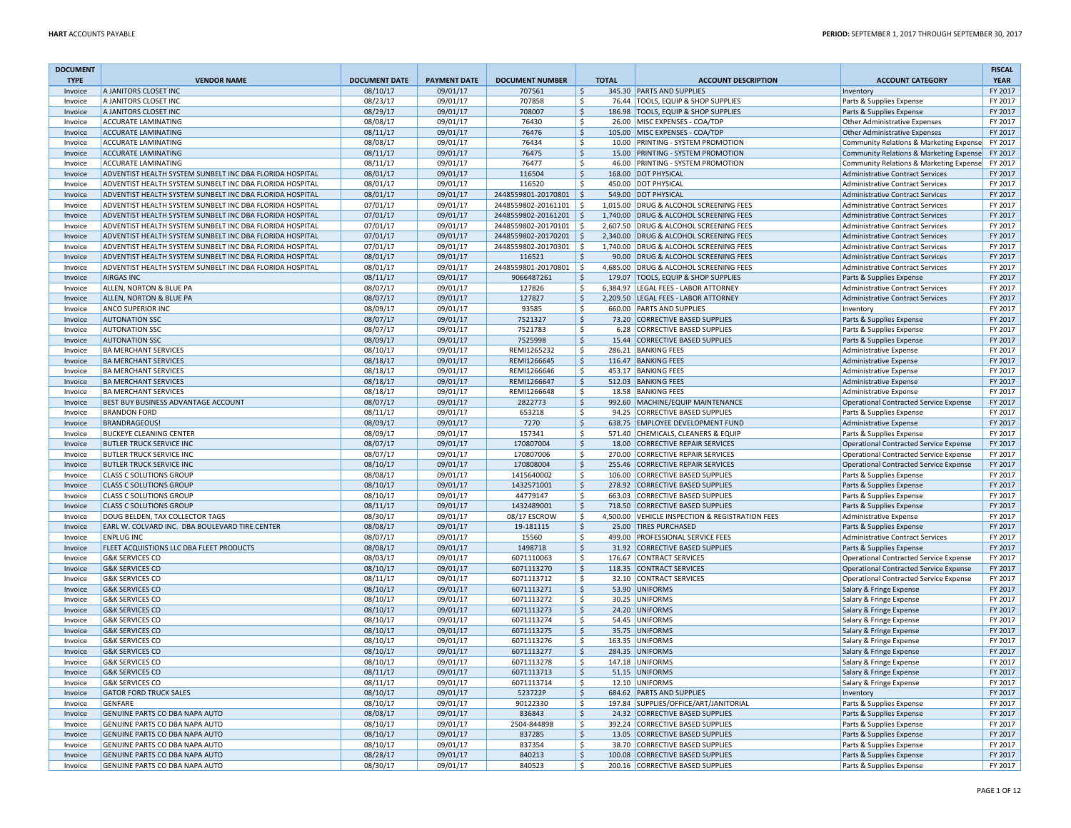**HART** ACCOUNTS PAYABLE

**PERIOD:** SEPTEMBER 1, 2017 THROUGH SEPTEMBER 30, 2017

| DOCUMENT TYPE | VENDOR NAME | DOCUMENT DATE | PAYMENT DATE | DOCUMENT NUMBER | TOTAL | ACCOUNT DESCRIPTION | ACCOUNT CATEGORY | FISCAL YEAR |
|---|---|---|---|---|---|---|---|---|
| Invoice | A JANITORS CLOSET INC | 08/10/17 | 09/01/17 | 707561 | $ 345.30 | PARTS AND SUPPLIES | Inventory | FY 2017 |
| Invoice | A JANITORS CLOSET INC | 08/23/17 | 09/01/17 | 707858 | $ 76.44 | TOOLS, EQUIP & SHOP SUPPLIES | Parts & Supplies Expense | FY 2017 |
| Invoice | A JANITORS CLOSET INC | 08/29/17 | 09/01/17 | 708007 | $ 186.98 | TOOLS, EQUIP & SHOP SUPPLIES | Parts & Supplies Expense | FY 2017 |
| Invoice | ACCURATE LAMINATING | 08/08/17 | 09/01/17 | 76430 | $ 26.00 | MISC EXPENSES - COA/TDP | Other Administrative Expenses | FY 2017 |
| Invoice | ACCURATE LAMINATING | 08/11/17 | 09/01/17 | 76476 | $ 105.00 | MISC EXPENSES - COA/TDP | Other Administrative Expenses | FY 2017 |
| Invoice | ACCURATE LAMINATING | 08/08/17 | 09/01/17 | 76434 | $ 10.00 | PRINTING - SYSTEM PROMOTION | Community Relations & Marketing Expense | FY 2017 |
| Invoice | ACCURATE LAMINATING | 08/11/17 | 09/01/17 | 76475 | $ 15.00 | PRINTING - SYSTEM PROMOTION | Community Relations & Marketing Expense | FY 2017 |
| Invoice | ACCURATE LAMINATING | 08/11/17 | 09/01/17 | 76477 | $ 46.00 | PRINTING - SYSTEM PROMOTION | Community Relations & Marketing Expense | FY 2017 |
| Invoice | ADVENTIST HEALTH SYSTEM SUNBELT INC DBA FLORIDA HOSPITAL | 08/01/17 | 09/01/17 | 116504 | $ 168.00 | DOT PHYSICAL | Administrative Contract Services | FY 2017 |
| Invoice | ADVENTIST HEALTH SYSTEM SUNBELT INC DBA FLORIDA HOSPITAL | 08/01/17 | 09/01/17 | 116520 | $ 450.00 | DOT PHYSICAL | Administrative Contract Services | FY 2017 |
| Invoice | ADVENTIST HEALTH SYSTEM SUNBELT INC DBA FLORIDA HOSPITAL | 08/01/17 | 09/01/17 | 2448559801-20170801 | $ 549.00 | DOT PHYSICAL | Administrative Contract Services | FY 2017 |
| Invoice | ADVENTIST HEALTH SYSTEM SUNBELT INC DBA FLORIDA HOSPITAL | 07/01/17 | 09/01/17 | 2448559802-20161101 | $ 1,015.00 | DRUG & ALCOHOL SCREENING FEES | Administrative Contract Services | FY 2017 |
| Invoice | ADVENTIST HEALTH SYSTEM SUNBELT INC DBA FLORIDA HOSPITAL | 07/01/17 | 09/01/17 | 2448559802-20161201 | $ 1,740.00 | DRUG & ALCOHOL SCREENING FEES | Administrative Contract Services | FY 2017 |
| Invoice | ADVENTIST HEALTH SYSTEM SUNBELT INC DBA FLORIDA HOSPITAL | 07/01/17 | 09/01/17 | 2448559802-20170101 | $ 2,607.50 | DRUG & ALCOHOL SCREENING FEES | Administrative Contract Services | FY 2017 |
| Invoice | ADVENTIST HEALTH SYSTEM SUNBELT INC DBA FLORIDA HOSPITAL | 07/01/17 | 09/01/17 | 2448559802-20170201 | $ 2,340.00 | DRUG & ALCOHOL SCREENING FEES | Administrative Contract Services | FY 2017 |
| Invoice | ADVENTIST HEALTH SYSTEM SUNBELT INC DBA FLORIDA HOSPITAL | 07/01/17 | 09/01/17 | 2448559802-20170301 | $ 1,740.00 | DRUG & ALCOHOL SCREENING FEES | Administrative Contract Services | FY 2017 |
| Invoice | ADVENTIST HEALTH SYSTEM SUNBELT INC DBA FLORIDA HOSPITAL | 08/01/17 | 09/01/17 | 116521 | $ 90.00 | DRUG & ALCOHOL SCREENING FEES | Administrative Contract Services | FY 2017 |
| Invoice | ADVENTIST HEALTH SYSTEM SUNBELT INC DBA FLORIDA HOSPITAL | 08/01/17 | 09/01/17 | 2448559801-20170801 | $ 4,685.00 | DRUG & ALCOHOL SCREENING FEES | Administrative Contract Services | FY 2017 |
| Invoice | AIRGAS INC | 08/11/17 | 09/01/17 | 9066487261 | $ 179.07 | TOOLS, EQUIP & SHOP SUPPLIES | Parts & Supplies Expense | FY 2017 |
| Invoice | ALLEN, NORTON & BLUE PA | 08/07/17 | 09/01/17 | 127826 | $ 6,384.97 | LEGAL FEES - LABOR ATTORNEY | Administrative Contract Services | FY 2017 |
| Invoice | ALLEN, NORTON & BLUE PA | 08/07/17 | 09/01/17 | 127827 | $ 2,209.50 | LEGAL FEES - LABOR ATTORNEY | Administrative Contract Services | FY 2017 |
| Invoice | ANCO SUPERIOR INC | 08/09/17 | 09/01/17 | 93585 | $ 660.00 | PARTS AND SUPPLIES | Inventory | FY 2017 |
| Invoice | AUTONATION SSC | 08/07/17 | 09/01/17 | 7521327 | $ 73.20 | CORRECTIVE BASED SUPPLIES | Parts & Supplies Expense | FY 2017 |
| Invoice | AUTONATION SSC | 08/07/17 | 09/01/17 | 7521783 | $ 6.28 | CORRECTIVE BASED SUPPLIES | Parts & Supplies Expense | FY 2017 |
| Invoice | AUTONATION SSC | 08/09/17 | 09/01/17 | 7525998 | $ 15.44 | CORRECTIVE BASED SUPPLIES | Parts & Supplies Expense | FY 2017 |
| Invoice | BA MERCHANT SERVICES | 08/10/17 | 09/01/17 | REMI1265232 | $ 286.21 | BANKING FEES | Administrative Expense | FY 2017 |
| Invoice | BA MERCHANT SERVICES | 08/18/17 | 09/01/17 | REMI1266645 | $ 116.47 | BANKING FEES | Administrative Expense | FY 2017 |
| Invoice | BA MERCHANT SERVICES | 08/18/17 | 09/01/17 | REMI1266646 | $ 453.17 | BANKING FEES | Administrative Expense | FY 2017 |
| Invoice | BA MERCHANT SERVICES | 08/18/17 | 09/01/17 | REMI1266647 | $ 512.03 | BANKING FEES | Administrative Expense | FY 2017 |
| Invoice | BA MERCHANT SERVICES | 08/18/17 | 09/01/17 | REMI1266648 | $ 18.58 | BANKING FEES | Administrative Expense | FY 2017 |
| Invoice | BEST BUY BUSINESS ADVANTAGE ACCOUNT | 08/07/17 | 09/01/17 | 2822773 | $ 992.60 | MACHINE/EQUIP MAINTENANCE | Operational Contracted Service Expense | FY 2017 |
| Invoice | BRANDON FORD | 08/11/17 | 09/01/17 | 653218 | $ 94.25 | CORRECTIVE BASED SUPPLIES | Parts & Supplies Expense | FY 2017 |
| Invoice | BRANDRAGEOUS! | 08/09/17 | 09/01/17 | 7270 | $ 638.75 | EMPLOYEE DEVELOPMENT FUND | Administrative Expense | FY 2017 |
| Invoice | BUCKEYE CLEANING CENTER | 08/09/17 | 09/01/17 | 157341 | $ 571.40 | CHEMICALS, CLEANERS & EQUIP | Parts & Supplies Expense | FY 2017 |
| Invoice | BUTLER TRUCK SERVICE INC | 08/07/17 | 09/01/17 | 170807004 | $ 18.00 | CORRECTIVE REPAIR SERVICES | Operational Contracted Service Expense | FY 2017 |
| Invoice | BUTLER TRUCK SERVICE INC | 08/07/17 | 09/01/17 | 170807006 | $ 270.00 | CORRECTIVE REPAIR SERVICES | Operational Contracted Service Expense | FY 2017 |
| Invoice | BUTLER TRUCK SERVICE INC | 08/10/17 | 09/01/17 | 170808004 | $ 255.46 | CORRECTIVE REPAIR SERVICES | Operational Contracted Service Expense | FY 2017 |
| Invoice | CLASS C SOLUTIONS GROUP | 08/08/17 | 09/01/17 | 1415640002 | $ 106.00 | CORRECTIVE BASED SUPPLIES | Parts & Supplies Expense | FY 2017 |
| Invoice | CLASS C SOLUTIONS GROUP | 08/10/17 | 09/01/17 | 1432571001 | $ 278.92 | CORRECTIVE BASED SUPPLIES | Parts & Supplies Expense | FY 2017 |
| Invoice | CLASS C SOLUTIONS GROUP | 08/10/17 | 09/01/17 | 44779147 | $ 663.03 | CORRECTIVE BASED SUPPLIES | Parts & Supplies Expense | FY 2017 |
| Invoice | CLASS C SOLUTIONS GROUP | 08/11/17 | 09/01/17 | 1432489001 | $ 718.50 | CORRECTIVE BASED SUPPLIES | Parts & Supplies Expense | FY 2017 |
| Invoice | DOUG BELDEN, TAX COLLECTOR TAGS | 08/30/17 | 09/01/17 | 08/17 ESCROW | $ 4,500.00 | VEHICLE INSPECTION & REGISTRATION FEES | Administrative Expense | FY 2017 |
| Invoice | EARL W. COLVARD INC. DBA BOULEVARD TIRE CENTER | 08/08/17 | 09/01/17 | 19-181115 | $ 25.00 | TIRES PURCHASED | Parts & Supplies Expense | FY 2017 |
| Invoice | ENPLUG INC | 08/07/17 | 09/01/17 | 15560 | $ 499.00 | PROFESSIONAL SERVICE FEES | Administrative Contract Services | FY 2017 |
| Invoice | FLEET ACQUISTIONS LLC DBA FLEET PRODUCTS | 08/08/17 | 09/01/17 | 1498718 | $ 31.92 | CORRECTIVE BASED SUPPLIES | Parts & Supplies Expense | FY 2017 |
| Invoice | G&K SERVICES CO | 08/03/17 | 09/01/17 | 6071110063 | $ 176.67 | CONTRACT SERVICES | Operational Contracted Service Expense | FY 2017 |
| Invoice | G&K SERVICES CO | 08/10/17 | 09/01/17 | 6071113270 | $ 118.35 | CONTRACT SERVICES | Operational Contracted Service Expense | FY 2017 |
| Invoice | G&K SERVICES CO | 08/11/17 | 09/01/17 | 6071113712 | $ 32.10 | CONTRACT SERVICES | Operational Contracted Service Expense | FY 2017 |
| Invoice | G&K SERVICES CO | 08/10/17 | 09/01/17 | 6071113271 | $ 53.90 | UNIFORMS | Salary & Fringe Expense | FY 2017 |
| Invoice | G&K SERVICES CO | 08/10/17 | 09/01/17 | 6071113272 | $ 30.25 | UNIFORMS | Salary & Fringe Expense | FY 2017 |
| Invoice | G&K SERVICES CO | 08/10/17 | 09/01/17 | 6071113273 | $ 24.20 | UNIFORMS | Salary & Fringe Expense | FY 2017 |
| Invoice | G&K SERVICES CO | 08/10/17 | 09/01/17 | 6071113274 | $ 54.45 | UNIFORMS | Salary & Fringe Expense | FY 2017 |
| Invoice | G&K SERVICES CO | 08/10/17 | 09/01/17 | 6071113275 | $ 35.75 | UNIFORMS | Salary & Fringe Expense | FY 2017 |
| Invoice | G&K SERVICES CO | 08/10/17 | 09/01/17 | 6071113276 | $ 163.35 | UNIFORMS | Salary & Fringe Expense | FY 2017 |
| Invoice | G&K SERVICES CO | 08/10/17 | 09/01/17 | 6071113277 | $ 284.35 | UNIFORMS | Salary & Fringe Expense | FY 2017 |
| Invoice | G&K SERVICES CO | 08/10/17 | 09/01/17 | 6071113278 | $ 147.18 | UNIFORMS | Salary & Fringe Expense | FY 2017 |
| Invoice | G&K SERVICES CO | 08/11/17 | 09/01/17 | 6071113713 | $ 51.15 | UNIFORMS | Salary & Fringe Expense | FY 2017 |
| Invoice | G&K SERVICES CO | 08/11/17 | 09/01/17 | 6071113714 | $ 12.10 | UNIFORMS | Salary & Fringe Expense | FY 2017 |
| Invoice | GATOR FORD TRUCK SALES | 08/10/17 | 09/01/17 | 523722P | $ 684.62 | PARTS AND SUPPLIES | Inventory | FY 2017 |
| Invoice | GENFARE | 08/10/17 | 09/01/17 | 90122330 | $ 197.84 | SUPPLIES/OFFICE/ART/JANITORIAL | Parts & Supplies Expense | FY 2017 |
| Invoice | GENUINE PARTS CO DBA NAPA AUTO | 08/08/17 | 09/01/17 | 836843 | $ 24.32 | CORRECTIVE BASED SUPPLIES | Parts & Supplies Expense | FY 2017 |
| Invoice | GENUINE PARTS CO DBA NAPA AUTO | 08/10/17 | 09/01/17 | 2504-844898 | $ 392.24 | CORRECTIVE BASED SUPPLIES | Parts & Supplies Expense | FY 2017 |
| Invoice | GENUINE PARTS CO DBA NAPA AUTO | 08/10/17 | 09/01/17 | 837285 | $ 13.05 | CORRECTIVE BASED SUPPLIES | Parts & Supplies Expense | FY 2017 |
| Invoice | GENUINE PARTS CO DBA NAPA AUTO | 08/10/17 | 09/01/17 | 837354 | $ 38.70 | CORRECTIVE BASED SUPPLIES | Parts & Supplies Expense | FY 2017 |
| Invoice | GENUINE PARTS CO DBA NAPA AUTO | 08/28/17 | 09/01/17 | 840213 | $ 100.08 | CORRECTIVE BASED SUPPLIES | Parts & Supplies Expense | FY 2017 |
| Invoice | GENUINE PARTS CO DBA NAPA AUTO | 08/30/17 | 09/01/17 | 840523 | $ 200.16 | CORRECTIVE BASED SUPPLIES | Parts & Supplies Expense | FY 2017 |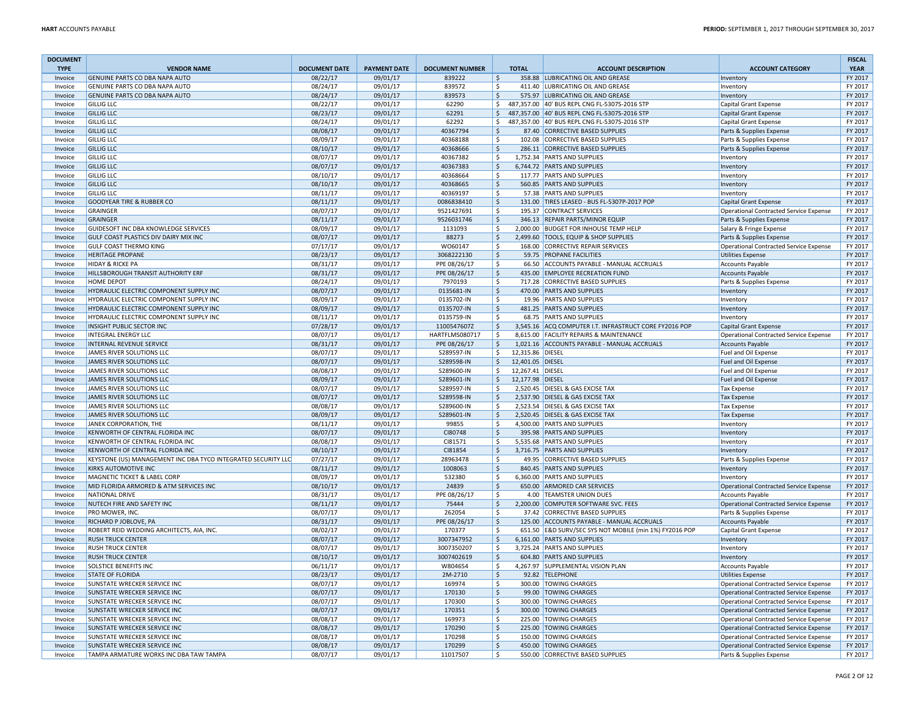| DOCUMENT TYPE | VENDOR NAME | DOCUMENT DATE | PAYMENT DATE | DOCUMENT NUMBER | TOTAL | ACCOUNT DESCRIPTION | ACCOUNT CATEGORY | FISCAL YEAR |
|---|---|---|---|---|---|---|---|---|
| Invoice | GENUINE PARTS CO DBA NAPA AUTO | 08/22/17 | 09/01/17 | 839222 | $ 358.88 | LUBRICATING OIL AND GREASE | Inventory | FY 2017 |
| Invoice | GENUINE PARTS CO DBA NAPA AUTO | 08/24/17 | 09/01/17 | 839572 | $ 411.40 | LUBRICATING OIL AND GREASE | Inventory | FY 2017 |
| Invoice | GENUINE PARTS CO DBA NAPA AUTO | 08/24/17 | 09/01/17 | 839573 | $ 575.97 | LUBRICATING OIL AND GREASE | Inventory | FY 2017 |
| Invoice | GILLIG LLC | 08/22/17 | 09/01/17 | 62290 | $ 487,357.00 | 40' BUS REPL CNG FL-5307S-2016 STP | Capital Grant Expense | FY 2017 |
| Invoice | GILLIG LLC | 08/23/17 | 09/01/17 | 62291 | $ 487,357.00 | 40' BUS REPL CNG FL-5307S-2016 STP | Capital Grant Expense | FY 2017 |
| Invoice | GILLIG LLC | 08/24/17 | 09/01/17 | 62292 | $ 487,357.00 | 40' BUS REPL CNG FL-5307S-2016 STP | Capital Grant Expense | FY 2017 |
| Invoice | GILLIG LLC | 08/08/17 | 09/01/17 | 40367794 | $ 87.40 | CORRECTIVE BASED SUPPLIES | Parts & Supplies Expense | FY 2017 |
| Invoice | GILLIG LLC | 08/09/17 | 09/01/17 | 40368188 | $ 102.08 | CORRECTIVE BASED SUPPLIES | Parts & Supplies Expense | FY 2017 |
| Invoice | GILLIG LLC | 08/10/17 | 09/01/17 | 40368666 | $ 286.11 | CORRECTIVE BASED SUPPLIES | Parts & Supplies Expense | FY 2017 |
| Invoice | GILLIG LLC | 08/07/17 | 09/01/17 | 40367382 | $ 1,752.34 | PARTS AND SUPPLIES | Inventory | FY 2017 |
| Invoice | GILLIG LLC | 08/07/17 | 09/01/17 | 40367383 | $ 6,744.72 | PARTS AND SUPPLIES | Inventory | FY 2017 |
| Invoice | GILLIG LLC | 08/10/17 | 09/01/17 | 40368664 | $ 117.77 | PARTS AND SUPPLIES | Inventory | FY 2017 |
| Invoice | GILLIG LLC | 08/10/17 | 09/01/17 | 40368665 | $ 560.85 | PARTS AND SUPPLIES | Inventory | FY 2017 |
| Invoice | GILLIG LLC | 08/11/17 | 09/01/17 | 40369197 | $ 57.38 | PARTS AND SUPPLIES | Inventory | FY 2017 |
| Invoice | GOODYEAR TIRE & RUBBER CO | 08/11/17 | 09/01/17 | 0086838410 | $ 131.00 | TIRES LEASED - BUS FL-5307P-2017 POP | Capital Grant Expense | FY 2017 |
| Invoice | GRAINGER | 08/07/17 | 09/01/17 | 9521427691 | $ 195.37 | CONTRACT SERVICES | Operational Contracted Service Expense | FY 2017 |
| Invoice | GRAINGER | 08/11/17 | 09/01/17 | 9526031746 | $ 346.13 | REPAIR PARTS/MINOR EQUIP | Parts & Supplies Expense | FY 2017 |
| Invoice | GUIDESOFT INC DBA KNOWLEDGE SERVICES | 08/09/17 | 09/01/17 | 1131093 | $ 2,000.00 | BUDGET FOR INHOUSE TEMP HELP | Salary & Fringe Expense | FY 2017 |
| Invoice | GULF COAST PLASTICS DIV DAIRY MIX INC | 08/07/17 | 09/01/17 | 88273 | $ 2,499.60 | TOOLS, EQUIP & SHOP SUPPLIES | Parts & Supplies Expense | FY 2017 |
| Invoice | GULF COAST THERMO KING | 07/17/17 | 09/01/17 | WO60147 | $ 168.00 | CORRECTIVE REPAIR SERVICES | Operational Contracted Service Expense | FY 2017 |
| Invoice | HERITAGE PROPANE | 08/23/17 | 09/01/17 | 3068222130 | $ 59.75 | PROPANE FACILITIES | Utilities Expense | FY 2017 |
| Invoice | HIDAY & RICKE PA | 08/31/17 | 09/01/17 | PPE 08/26/17 | $ 66.50 | ACCOUNTS PAYABLE - MANUAL ACCRUALS | Accounts Payable | FY 2017 |
| Invoice | HILLSBOROUGH TRANSIT AUTHORITY ERF | 08/31/17 | 09/01/17 | PPE 08/26/17 | $ 435.00 | EMPLOYEE RECREATION FUND | Accounts Payable | FY 2017 |
| Invoice | HOME DEPOT | 08/24/17 | 09/01/17 | 7970193 | $ 717.28 | CORRECTIVE BASED SUPPLIES | Parts & Supplies Expense | FY 2017 |
| Invoice | HYDRAULIC ELECTRIC COMPONENT SUPPLY INC | 08/07/17 | 09/01/17 | 0135681-IN | $ 470.00 | PARTS AND SUPPLIES | Inventory | FY 2017 |
| Invoice | HYDRAULIC ELECTRIC COMPONENT SUPPLY INC | 08/09/17 | 09/01/17 | 0135702-IN | $ 19.96 | PARTS AND SUPPLIES | Inventory | FY 2017 |
| Invoice | HYDRAULIC ELECTRIC COMPONENT SUPPLY INC | 08/09/17 | 09/01/17 | 0135707-IN | $ 481.25 | PARTS AND SUPPLIES | Inventory | FY 2017 |
| Invoice | HYDRAULIC ELECTRIC COMPONENT SUPPLY INC | 08/11/17 | 09/01/17 | 0135759-IN | $ 68.75 | PARTS AND SUPPLIES | Inventory | FY 2017 |
| Invoice | INSIGHT PUBLIC SECTOR INC | 07/28/17 | 09/01/17 | 1100547607Z | $ 3,545.16 | ACQ COMPUTER I.T. INFRASTRUCT CORE FY2016 POP | Capital Grant Expense | FY 2017 |
| Invoice | INTEGRAL ENERGY LLC | 08/07/17 | 09/01/17 | HARTFLMS080717 | $ 8,615.00 | FACILITY REPAIRS & MAINTENANCE | Operational Contracted Service Expense | FY 2017 |
| Invoice | INTERNAL REVENUE SERVICE | 08/31/17 | 09/01/17 | PPE 08/26/17 | $ 1,021.16 | ACCOUNTS PAYABLE - MANUAL ACCRUALS | Accounts Payable | FY 2017 |
| Invoice | JAMES RIVER SOLUTIONS LLC | 08/07/17 | 09/01/17 | S289597-IN | $ 12,315.86 | DIESEL | Fuel and Oil Expense | FY 2017 |
| Invoice | JAMES RIVER SOLUTIONS LLC | 08/07/17 | 09/01/17 | S289598-IN | $ 12,401.05 | DIESEL | Fuel and Oil Expense | FY 2017 |
| Invoice | JAMES RIVER SOLUTIONS LLC | 08/08/17 | 09/01/17 | S289600-IN | $ 12,267.41 | DIESEL | Fuel and Oil Expense | FY 2017 |
| Invoice | JAMES RIVER SOLUTIONS LLC | 08/09/17 | 09/01/17 | S289601-IN | $ 12,177.98 | DIESEL | Fuel and Oil Expense | FY 2017 |
| Invoice | JAMES RIVER SOLUTIONS LLC | 08/07/17 | 09/01/17 | S289597-IN | $ 2,520.45 | DIESEL & GAS EXCISE TAX | Tax Expense | FY 2017 |
| Invoice | JAMES RIVER SOLUTIONS LLC | 08/07/17 | 09/01/17 | S289598-IN | $ 2,537.90 | DIESEL & GAS EXCISE TAX | Tax Expense | FY 2017 |
| Invoice | JAMES RIVER SOLUTIONS LLC | 08/08/17 | 09/01/17 | S289600-IN | $ 2,523.54 | DIESEL & GAS EXCISE TAX | Tax Expense | FY 2017 |
| Invoice | JAMES RIVER SOLUTIONS LLC | 08/09/17 | 09/01/17 | S289601-IN | $ 2,520.45 | DIESEL & GAS EXCISE TAX | Tax Expense | FY 2017 |
| Invoice | JANEK CORPORATION, THE | 08/11/17 | 09/01/17 | 99855 | $ 4,500.00 | PARTS AND SUPPLIES | Inventory | FY 2017 |
| Invoice | KENWORTH OF CENTRAL FLORIDA INC | 08/07/17 | 09/01/17 | CI80748 | $ 395.98 | PARTS AND SUPPLIES | Inventory | FY 2017 |
| Invoice | KENWORTH OF CENTRAL FLORIDA INC | 08/08/17 | 09/01/17 | CI81571 | $ 5,535.68 | PARTS AND SUPPLIES | Inventory | FY 2017 |
| Invoice | KENWORTH OF CENTRAL FLORIDA INC | 08/10/17 | 09/01/17 | CI81854 | $ 3,716.75 | PARTS AND SUPPLIES | Inventory | FY 2017 |
| Invoice | KEYSTONE (US) MANAGEMENT INC DBA TYCO INTEGRATED SECURITY LLC | 07/27/17 | 09/01/17 | 28963478 | $ 49.95 | CORRECTIVE BASED SUPPLIES | Parts & Supplies Expense | FY 2017 |
| Invoice | KIRKS AUTOMOTIVE INC | 08/11/17 | 09/01/17 | 1008063 | $ 840.45 | PARTS AND SUPPLIES | Inventory | FY 2017 |
| Invoice | MAGNETIC TICKET & LABEL CORP | 08/09/17 | 09/01/17 | 532380 | $ 6,360.00 | PARTS AND SUPPLIES | Inventory | FY 2017 |
| Invoice | MID FLORIDA ARMORED & ATM SERVICES INC | 08/10/17 | 09/01/17 | 24839 | $ 650.00 | ARMORED CAR SERVICES | Operational Contracted Service Expense | FY 2017 |
| Invoice | NATIONAL DRIVE | 08/31/17 | 09/01/17 | PPE 08/26/17 | $ 4.00 | TEAMSTER UNION DUES | Accounts Payable | FY 2017 |
| Invoice | NUTECH FIRE AND SAFETY INC | 08/11/17 | 09/01/17 | 75444 | $ 2,200.00 | COMPUTER SOFTWARE SVC. FEES | Operational Contracted Service Expense | FY 2017 |
| Invoice | PRO MOWER, INC. | 08/07/17 | 09/01/17 | 262054 | $ 37.42 | CORRECTIVE BASED SUPPLIES | Parts & Supplies Expense | FY 2017 |
| Invoice | RICHARD P JOBLOVE, PA | 08/31/17 | 09/01/17 | PPE 08/26/17 | $ 125.00 | ACCOUNTS PAYABLE - MANUAL ACCRUALS | Accounts Payable | FY 2017 |
| Invoice | ROBERT REID WEDDING ARCHITECTS, AIA, INC. | 08/02/17 | 09/01/17 | 170377 | $ 651.50 | E&D SURV/SEC SYS NOT MOBILE (min 1%) FY2016 POP | Capital Grant Expense | FY 2017 |
| Invoice | RUSH TRUCK CENTER | 08/07/17 | 09/01/17 | 3007347952 | $ 6,161.00 | PARTS AND SUPPLIES | Inventory | FY 2017 |
| Invoice | RUSH TRUCK CENTER | 08/07/17 | 09/01/17 | 3007350207 | $ 3,725.24 | PARTS AND SUPPLIES | Inventory | FY 2017 |
| Invoice | RUSH TRUCK CENTER | 08/10/17 | 09/01/17 | 3007402619 | $ 604.80 | PARTS AND SUPPLIES | Inventory | FY 2017 |
| Invoice | SOLSTICE BENEFITS INC | 06/11/17 | 09/01/17 | W804654 | $ 4,267.97 | SUPPLEMENTAL VISION PLAN | Accounts Payable | FY 2017 |
| Invoice | STATE OF FLORIDA | 08/23/17 | 09/01/17 | 2M-2710 | $ 92.82 | TELEPHONE | Utilities Expense | FY 2017 |
| Invoice | SUNSTATE WRECKER SERVICE INC | 08/07/17 | 09/01/17 | 169974 | $ 300.00 | TOWING CHARGES | Operational Contracted Service Expense | FY 2017 |
| Invoice | SUNSTATE WRECKER SERVICE INC | 08/07/17 | 09/01/17 | 170130 | $ 99.00 | TOWING CHARGES | Operational Contracted Service Expense | FY 2017 |
| Invoice | SUNSTATE WRECKER SERVICE INC | 08/07/17 | 09/01/17 | 170300 | $ 300.00 | TOWING CHARGES | Operational Contracted Service Expense | FY 2017 |
| Invoice | SUNSTATE WRECKER SERVICE INC | 08/07/17 | 09/01/17 | 170351 | $ 300.00 | TOWING CHARGES | Operational Contracted Service Expense | FY 2017 |
| Invoice | SUNSTATE WRECKER SERVICE INC | 08/08/17 | 09/01/17 | 169973 | $ 225.00 | TOWING CHARGES | Operational Contracted Service Expense | FY 2017 |
| Invoice | SUNSTATE WRECKER SERVICE INC | 08/08/17 | 09/01/17 | 170290 | $ 225.00 | TOWING CHARGES | Operational Contracted Service Expense | FY 2017 |
| Invoice | SUNSTATE WRECKER SERVICE INC | 08/08/17 | 09/01/17 | 170298 | $ 150.00 | TOWING CHARGES | Operational Contracted Service Expense | FY 2017 |
| Invoice | SUNSTATE WRECKER SERVICE INC | 08/08/17 | 09/01/17 | 170299 | $ 450.00 | TOWING CHARGES | Operational Contracted Service Expense | FY 2017 |
| Invoice | TAMPA ARMATURE WORKS INC DBA TAW TAMPA | 08/07/17 | 09/01/17 | 11017507 | $ 550.00 | CORRECTIVE BASED SUPPLIES | Parts & Supplies Expense | FY 2017 |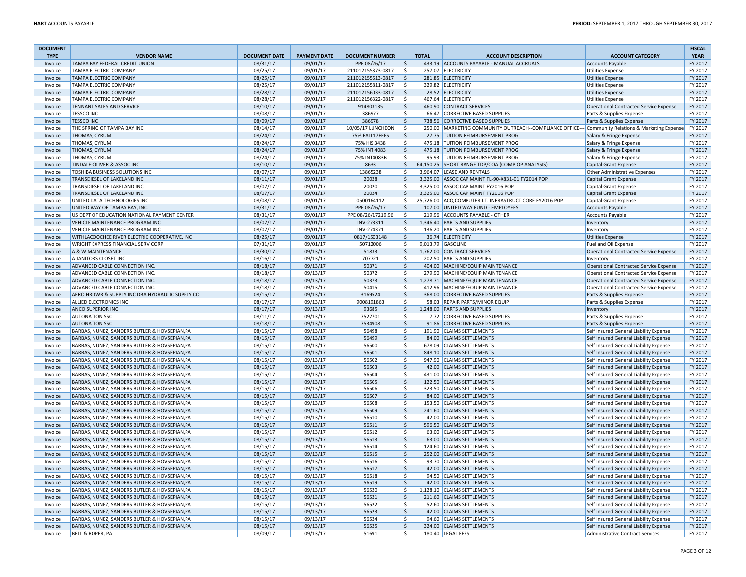| DOCUMENT TYPE | VENDOR NAME | DOCUMENT DATE | PAYMENT DATE | DOCUMENT NUMBER | TOTAL | ACCOUNT DESCRIPTION | ACCOUNT CATEGORY | FISCAL YEAR |
|---|---|---|---|---|---|---|---|---|
| Invoice | TAMPA BAY FEDERAL CREDIT UNION | 08/31/17 | 09/01/17 | PPE 08/26/17 | $ 433.19 | ACCOUNTS PAYABLE - MANUAL ACCRUALS | Accounts Payable | FY 2017 |
| Invoice | TAMPA ELECTRIC COMPANY | 08/25/17 | 09/01/17 | 211012155373-0817 | $ 257.07 | ELECTRICITY | Utilities Expense | FY 2017 |
| Invoice | TAMPA ELECTRIC COMPANY | 08/25/17 | 09/01/17 | 211012155613-0817 | $ 281.85 | ELECTRICITY | Utilities Expense | FY 2017 |
| Invoice | TAMPA ELECTRIC COMPANY | 08/25/17 | 09/01/17 | 211012155811-0817 | $ 329.82 | ELECTRICITY | Utilities Expense | FY 2017 |
| Invoice | TAMPA ELECTRIC COMPANY | 08/28/17 | 09/01/17 | 211012156033-0817 | $ 28.52 | ELECTRICITY | Utilities Expense | FY 2017 |
| Invoice | TAMPA ELECTRIC COMPANY | 08/28/17 | 09/01/17 | 211012156322-0817 | $ 467.64 | ELECTRICITY | Utilities Expense | FY 2017 |
| Invoice | TENNANT SALES AND SERVICE | 08/10/17 | 09/01/17 | 914803135 | $ 460.90 | CONTRACT SERVICES | Operational Contracted Service Expense | FY 2017 |
| Invoice | TESSCO INC | 08/08/17 | 09/01/17 | 386977 | $ 66.47 | CORRECTIVE BASED SUPPLIES | Parts & Supplies Expense | FY 2017 |
| Invoice | TESSCO INC | 08/09/17 | 09/01/17 | 386978 | $ 738.56 | CORRECTIVE BASED SUPPLIES | Parts & Supplies Expense | FY 2017 |
| Invoice | THE SPRING OF TAMPA BAY INC | 08/14/17 | 09/01/17 | 10/05/17 LUNCHEON | $ 250.00 | MARKETING COMMUNITY OUTREACH--COMPLIANCE OFFICE--- | Community Relations & Marketing Expense | FY 2017 |
| Invoice | THOMAS, CYRUM | 08/24/17 | 09/01/17 | 75% FALL17FEES | $ 27.75 | TUITION REIMBURSEMENT PROG | Salary & Fringe Expense | FY 2017 |
| Invoice | THOMAS, CYRUM | 08/24/17 | 09/01/17 | 75% HIS 3438 | $ 475.18 | TUITION REIMBURSEMENT PROG | Salary & Fringe Expense | FY 2017 |
| Invoice | THOMAS, CYRUM | 08/24/17 | 09/01/17 | 75% INT 4083 | $ 475.18 | TUITION REIMBURSEMENT PROG | Salary & Fringe Expense | FY 2017 |
| Invoice | THOMAS, CYRUM | 08/24/17 | 09/01/17 | 75% INT4083B | $ 95.93 | TUITION REIMBURSEMENT PROG | Salary & Fringe Expense | FY 2017 |
| Invoice | TINDALE-OLIVER & ASSOC INC | 08/10/17 | 09/01/17 | 8633 | $ 64,150.25 | SHORT RANGE TDP/COA (COMP OP ANALYSIS) | Capital Grant Expense | FY 2017 |
| Invoice | TOSHIBA BUSINESS SOLUTIONS INC | 08/07/17 | 09/01/17 | 13865238 | $ 3,964.07 | LEASE AND RENTALS | Other Administrative Expenses | FY 2017 |
| Invoice | TRANSDIESEL OF LAKELAND INC | 08/11/17 | 09/01/17 | 20028 | $ 3,325.00 | ASSOC CAP MAINT FL-90-X831-01 FY2014 POP | Capital Grant Expense | FY 2017 |
| Invoice | TRANSDIESEL OF LAKELAND INC | 08/07/17 | 09/01/17 | 20020 | $ 3,325.00 | ASSOC CAP MAINT FY2016 POP | Capital Grant Expense | FY 2017 |
| Invoice | TRANSDIESEL OF LAKELAND INC | 08/07/17 | 09/01/17 | 20024 | $ 3,325.00 | ASSOC CAP MAINT FY2016 POP | Capital Grant Expense | FY 2017 |
| Invoice | UNITED DATA TECHNOLOGIES INC | 08/08/17 | 09/01/17 | 0500164112 | $ 25,726.00 | ACQ COMPUTER I.T. INFRASTRUCT CORE FY2016 POP | Capital Grant Expense | FY 2017 |
| Invoice | UNITED WAY OF TAMPA BAY, INC. | 08/31/17 | 09/01/17 | PPE 08/26/17 | $ 107.00 | UNITED WAY FUND - EMPLOYEES | Accounts Payable | FY 2017 |
| Invoice | US DEPT OF EDUCATION NATIONAL PAYMENT CENTER | 08/31/17 | 09/01/17 | PPE 08/26/17219.96 | $ 219.96 | ACCOUNTS PAYABLE - OTHER | Accounts Payable | FY 2017 |
| Invoice | VEHICLE MAINTENANCE PROGRAM INC | 08/07/17 | 09/01/17 | INV-273311 | $ 1,346.40 | PARTS AND SUPPLIES | Inventory | FY 2017 |
| Invoice | VEHICLE MAINTENANCE PROGRAM INC | 08/07/17 | 09/01/17 | INV-274371 | $ 136.20 | PARTS AND SUPPLIES | Inventory | FY 2017 |
| Invoice | WITHLACOOCHEE RIVER ELECTRIC COOPERATIVE, INC | 08/25/17 | 09/01/17 | 0817/1503148 | $ 36.74 | ELECTRICITY | Utilities Expense | FY 2017 |
| Invoice | WRIGHT EXPRESS FINANCIAL SERV CORP | 07/31/17 | 09/01/17 | 50712006 | $ 9,013.79 | GASOLINE | Fuel and Oil Expense | FY 2017 |
| Invoice | A & W MAINTENANCE | 08/30/17 | 09/13/17 | 51833 | $ 1,762.00 | CONTRACT SERVICES | Operational Contracted Service Expense | FY 2017 |
| Invoice | A JANITORS CLOSET INC | 08/16/17 | 09/13/17 | 707721 | $ 202.50 | PARTS AND SUPPLIES | Inventory | FY 2017 |
| Invoice | ADVANCED CABLE CONNECTION INC. | 08/18/17 | 09/13/17 | 50371 | $ 404.00 | MACHINE/EQUIP MAINTENANCE | Operational Contracted Service Expense | FY 2017 |
| Invoice | ADVANCED CABLE CONNECTION INC. | 08/18/17 | 09/13/17 | 50372 | $ 279.90 | MACHINE/EQUIP MAINTENANCE | Operational Contracted Service Expense | FY 2017 |
| Invoice | ADVANCED CABLE CONNECTION INC. | 08/18/17 | 09/13/17 | 50373 | $ 1,278.71 | MACHINE/EQUIP MAINTENANCE | Operational Contracted Service Expense | FY 2017 |
| Invoice | ADVANCED CABLE CONNECTION INC. | 08/18/17 | 09/13/17 | 50415 | $ 412.96 | MACHINE/EQUIP MAINTENANCE | Operational Contracted Service Expense | FY 2017 |
| Invoice | AERO HRDWR & SUPPLY INC DBA HYDRAULIC SUPPLY CO | 08/15/17 | 09/13/17 | 3169524 | $ 368.00 | CORRECTIVE BASED SUPPLIES | Parts & Supplies Expense | FY 2017 |
| Invoice | ALLIED ELECTRONICS INC | 08/17/17 | 09/13/17 | 9008191863 | $ 58.03 | REPAIR PARTS/MINOR EQUIP | Parts & Supplies Expense | FY 2017 |
| Invoice | ANCO SUPERIOR INC | 08/17/17 | 09/13/17 | 93685 | $ 1,248.00 | PARTS AND SUPPLIES | Inventory | FY 2017 |
| Invoice | AUTONATION SSC | 08/11/17 | 09/13/17 | 7527701 | $ 7.72 | CORRECTIVE BASED SUPPLIES | Parts & Supplies Expense | FY 2017 |
| Invoice | AUTONATION SSC | 08/18/17 | 09/13/17 | 7534908 | $ 91.86 | CORRECTIVE BASED SUPPLIES | Parts & Supplies Expense | FY 2017 |
| Invoice | BARBAS, NUNEZ, SANDERS BUTLER & HOVSEPIAN,PA | 08/15/17 | 09/13/17 | 56498 | $ 191.90 | CLAIMS SETTLEMENTS | Self Insured General Liability Expense | FY 2017 |
| Invoice | BARBAS, NUNEZ, SANDERS BUTLER & HOVSEPIAN,PA | 08/15/17 | 09/13/17 | 56499 | $ 84.00 | CLAIMS SETTLEMENTS | Self Insured General Liability Expense | FY 2017 |
| Invoice | BARBAS, NUNEZ, SANDERS BUTLER & HOVSEPIAN,PA | 08/15/17 | 09/13/17 | 56500 | $ 678.09 | CLAIMS SETTLEMENTS | Self Insured General Liability Expense | FY 2017 |
| Invoice | BARBAS, NUNEZ, SANDERS BUTLER & HOVSEPIAN,PA | 08/15/17 | 09/13/17 | 56501 | $ 848.10 | CLAIMS SETTLEMENTS | Self Insured General Liability Expense | FY 2017 |
| Invoice | BARBAS, NUNEZ, SANDERS BUTLER & HOVSEPIAN,PA | 08/15/17 | 09/13/17 | 56502 | $ 947.90 | CLAIMS SETTLEMENTS | Self Insured General Liability Expense | FY 2017 |
| Invoice | BARBAS, NUNEZ, SANDERS BUTLER & HOVSEPIAN,PA | 08/15/17 | 09/13/17 | 56503 | $ 42.00 | CLAIMS SETTLEMENTS | Self Insured General Liability Expense | FY 2017 |
| Invoice | BARBAS, NUNEZ, SANDERS BUTLER & HOVSEPIAN,PA | 08/15/17 | 09/13/17 | 56504 | $ 431.00 | CLAIMS SETTLEMENTS | Self Insured General Liability Expense | FY 2017 |
| Invoice | BARBAS, NUNEZ, SANDERS BUTLER & HOVSEPIAN,PA | 08/15/17 | 09/13/17 | 56505 | $ 122.50 | CLAIMS SETTLEMENTS | Self Insured General Liability Expense | FY 2017 |
| Invoice | BARBAS, NUNEZ, SANDERS BUTLER & HOVSEPIAN,PA | 08/15/17 | 09/13/17 | 56506 | $ 323.50 | CLAIMS SETTLEMENTS | Self Insured General Liability Expense | FY 2017 |
| Invoice | BARBAS, NUNEZ, SANDERS BUTLER & HOVSEPIAN,PA | 08/15/17 | 09/13/17 | 56507 | $ 84.00 | CLAIMS SETTLEMENTS | Self Insured General Liability Expense | FY 2017 |
| Invoice | BARBAS, NUNEZ, SANDERS BUTLER & HOVSEPIAN,PA | 08/15/17 | 09/13/17 | 56508 | $ 153.50 | CLAIMS SETTLEMENTS | Self Insured General Liability Expense | FY 2017 |
| Invoice | BARBAS, NUNEZ, SANDERS BUTLER & HOVSEPIAN,PA | 08/15/17 | 09/13/17 | 56509 | $ 241.60 | CLAIMS SETTLEMENTS | Self Insured General Liability Expense | FY 2017 |
| Invoice | BARBAS, NUNEZ, SANDERS BUTLER & HOVSEPIAN,PA | 08/15/17 | 09/13/17 | 56510 | $ 42.00 | CLAIMS SETTLEMENTS | Self Insured General Liability Expense | FY 2017 |
| Invoice | BARBAS, NUNEZ, SANDERS BUTLER & HOVSEPIAN,PA | 08/15/17 | 09/13/17 | 56511 | $ 596.50 | CLAIMS SETTLEMENTS | Self Insured General Liability Expense | FY 2017 |
| Invoice | BARBAS, NUNEZ, SANDERS BUTLER & HOVSEPIAN,PA | 08/15/17 | 09/13/17 | 56512 | $ 63.00 | CLAIMS SETTLEMENTS | Self Insured General Liability Expense | FY 2017 |
| Invoice | BARBAS, NUNEZ, SANDERS BUTLER & HOVSEPIAN,PA | 08/15/17 | 09/13/17 | 56513 | $ 63.00 | CLAIMS SETTLEMENTS | Self Insured General Liability Expense | FY 2017 |
| Invoice | BARBAS, NUNEZ, SANDERS BUTLER & HOVSEPIAN,PA | 08/15/17 | 09/13/17 | 56514 | $ 124.60 | CLAIMS SETTLEMENTS | Self Insured General Liability Expense | FY 2017 |
| Invoice | BARBAS, NUNEZ, SANDERS BUTLER & HOVSEPIAN,PA | 08/15/17 | 09/13/17 | 56515 | $ 252.00 | CLAIMS SETTLEMENTS | Self Insured General Liability Expense | FY 2017 |
| Invoice | BARBAS, NUNEZ, SANDERS BUTLER & HOVSEPIAN,PA | 08/15/17 | 09/13/17 | 56516 | $ 93.70 | CLAIMS SETTLEMENTS | Self Insured General Liability Expense | FY 2017 |
| Invoice | BARBAS, NUNEZ, SANDERS BUTLER & HOVSEPIAN,PA | 08/15/17 | 09/13/17 | 56517 | $ 42.00 | CLAIMS SETTLEMENTS | Self Insured General Liability Expense | FY 2017 |
| Invoice | BARBAS, NUNEZ, SANDERS BUTLER & HOVSEPIAN,PA | 08/15/17 | 09/13/17 | 56518 | $ 94.50 | CLAIMS SETTLEMENTS | Self Insured General Liability Expense | FY 2017 |
| Invoice | BARBAS, NUNEZ, SANDERS BUTLER & HOVSEPIAN,PA | 08/15/17 | 09/13/17 | 56519 | $ 42.00 | CLAIMS SETTLEMENTS | Self Insured General Liability Expense | FY 2017 |
| Invoice | BARBAS, NUNEZ, SANDERS BUTLER & HOVSEPIAN,PA | 08/15/17 | 09/13/17 | 56520 | $ 1,128.10 | CLAIMS SETTLEMENTS | Self Insured General Liability Expense | FY 2017 |
| Invoice | BARBAS, NUNEZ, SANDERS BUTLER & HOVSEPIAN,PA | 08/15/17 | 09/13/17 | 56521 | $ 211.60 | CLAIMS SETTLEMENTS | Self Insured General Liability Expense | FY 2017 |
| Invoice | BARBAS, NUNEZ, SANDERS BUTLER & HOVSEPIAN,PA | 08/15/17 | 09/13/17 | 56522 | $ 52.60 | CLAIMS SETTLEMENTS | Self Insured General Liability Expense | FY 2017 |
| Invoice | BARBAS, NUNEZ, SANDERS BUTLER & HOVSEPIAN,PA | 08/15/17 | 09/13/17 | 56523 | $ 42.00 | CLAIMS SETTLEMENTS | Self Insured General Liability Expense | FY 2017 |
| Invoice | BARBAS, NUNEZ, SANDERS BUTLER & HOVSEPIAN,PA | 08/15/17 | 09/13/17 | 56524 | $ 94.60 | CLAIMS SETTLEMENTS | Self Insured General Liability Expense | FY 2017 |
| Invoice | BARBAS, NUNEZ, SANDERS BUTLER & HOVSEPIAN,PA | 08/15/17 | 09/13/17 | 56525 | $ 324.00 | CLAIMS SETTLEMENTS | Self Insured General Liability Expense | FY 2017 |
| Invoice | BELL & ROPER, PA | 08/09/17 | 09/13/17 | 51691 | $ 180.40 | LEGAL FEES | Administrative Contract Services | FY 2017 |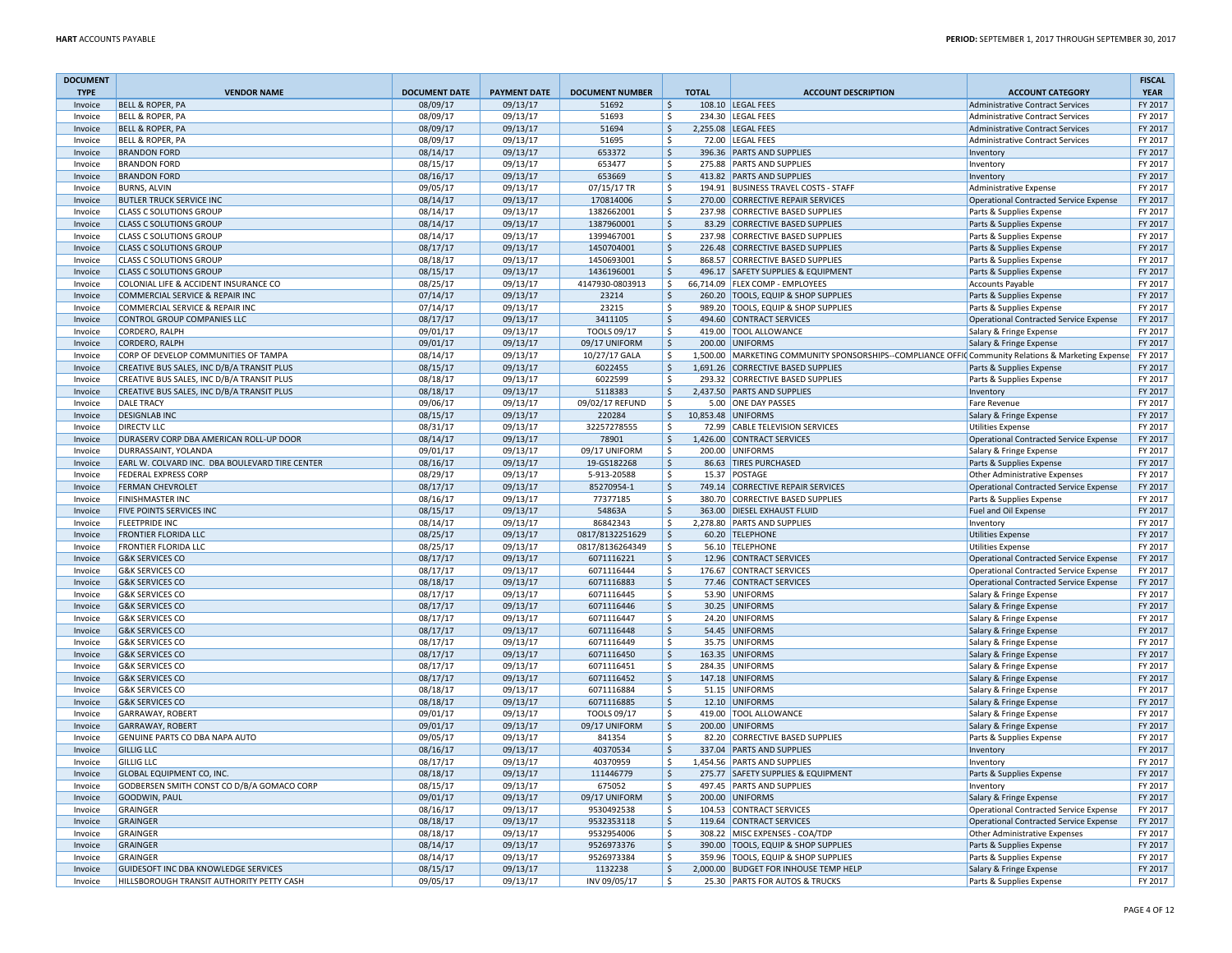| DOCUMENT TYPE | VENDOR NAME | DOCUMENT DATE | PAYMENT DATE | DOCUMENT NUMBER | TOTAL | ACCOUNT DESCRIPTION | ACCOUNT CATEGORY | FISCAL YEAR |
|---|---|---|---|---|---|---|---|---|
| Invoice | BELL & ROPER, PA | 08/09/17 | 09/13/17 | 51692 | $ 108.10 | LEGAL FEES | Administrative Contract Services | FY 2017 |
| Invoice | BELL & ROPER, PA | 08/09/17 | 09/13/17 | 51693 | $ 234.30 | LEGAL FEES | Administrative Contract Services | FY 2017 |
| Invoice | BELL & ROPER, PA | 08/09/17 | 09/13/17 | 51694 | $ 2,255.08 | LEGAL FEES | Administrative Contract Services | FY 2017 |
| Invoice | BELL & ROPER, PA | 08/09/17 | 09/13/17 | 51695 | $ 72.00 | LEGAL FEES | Administrative Contract Services | FY 2017 |
| Invoice | BRANDON FORD | 08/14/17 | 09/13/17 | 653372 | $ 396.36 | PARTS AND SUPPLIES | Inventory | FY 2017 |
| Invoice | BRANDON FORD | 08/15/17 | 09/13/17 | 653477 | $ 275.88 | PARTS AND SUPPLIES | Inventory | FY 2017 |
| Invoice | BRANDON FORD | 08/16/17 | 09/13/17 | 653669 | $ 413.82 | PARTS AND SUPPLIES | Inventory | FY 2017 |
| Invoice | BURNS, ALVIN | 09/05/17 | 09/13/17 | 07/15/17 TR | $ 194.91 | BUSINESS TRAVEL COSTS - STAFF | Administrative Expense | FY 2017 |
| Invoice | BUTLER TRUCK SERVICE INC | 08/14/17 | 09/13/17 | 170814006 | $ 270.00 | CORRECTIVE REPAIR SERVICES | Operational Contracted Service Expense | FY 2017 |
| Invoice | CLASS C SOLUTIONS GROUP | 08/14/17 | 09/13/17 | 1382662001 | $ 237.98 | CORRECTIVE BASED SUPPLIES | Parts & Supplies Expense | FY 2017 |
| Invoice | CLASS C SOLUTIONS GROUP | 08/14/17 | 09/13/17 | 1387960001 | $ 83.29 | CORRECTIVE BASED SUPPLIES | Parts & Supplies Expense | FY 2017 |
| Invoice | CLASS C SOLUTIONS GROUP | 08/14/17 | 09/13/17 | 1399467001 | $ 237.98 | CORRECTIVE BASED SUPPLIES | Parts & Supplies Expense | FY 2017 |
| Invoice | CLASS C SOLUTIONS GROUP | 08/17/17 | 09/13/17 | 1450704001 | $ 226.48 | CORRECTIVE BASED SUPPLIES | Parts & Supplies Expense | FY 2017 |
| Invoice | CLASS C SOLUTIONS GROUP | 08/18/17 | 09/13/17 | 1450693001 | $ 868.57 | CORRECTIVE BASED SUPPLIES | Parts & Supplies Expense | FY 2017 |
| Invoice | CLASS C SOLUTIONS GROUP | 08/15/17 | 09/13/17 | 1436196001 | $ 496.17 | SAFETY SUPPLIES & EQUIPMENT | Parts & Supplies Expense | FY 2017 |
| Invoice | COLONIAL LIFE & ACCIDENT INSURANCE CO | 08/25/17 | 09/13/17 | 4147930-0803913 | $ 66,714.09 | FLEX COMP - EMPLOYEES | Accounts Payable | FY 2017 |
| Invoice | COMMERCIAL SERVICE & REPAIR INC | 07/14/17 | 09/13/17 | 23214 | $ 260.20 | TOOLS, EQUIP & SHOP SUPPLIES | Parts & Supplies Expense | FY 2017 |
| Invoice | COMMERCIAL SERVICE & REPAIR INC | 07/14/17 | 09/13/17 | 23215 | $ 989.20 | TOOLS, EQUIP & SHOP SUPPLIES | Parts & Supplies Expense | FY 2017 |
| Invoice | CONTROL GROUP COMPANIES LLC | 08/17/17 | 09/13/17 | 3411105 | $ 494.60 | CONTRACT SERVICES | Operational Contracted Service Expense | FY 2017 |
| Invoice | CORDERO, RALPH | 09/01/17 | 09/13/17 | TOOLS 09/17 | $ 419.00 | TOOL ALLOWANCE | Salary & Fringe Expense | FY 2017 |
| Invoice | CORDERO, RALPH | 09/01/17 | 09/13/17 | 09/17 UNIFORM | $ 200.00 | UNIFORMS | Salary & Fringe Expense | FY 2017 |
| Invoice | CORP OF DEVELOP COMMUNITIES OF TAMPA | 08/14/17 | 09/13/17 | 10/27/17 GALA | $ 1,500.00 | MARKETING COMMUNITY SPONSORSHIPS--COMPLIANCE OFFIC | Community Relations & Marketing Expense | FY 2017 |
| Invoice | CREATIVE BUS SALES, INC D/B/A TRANSIT PLUS | 08/15/17 | 09/13/17 | 6022455 | $ 1,691.26 | CORRECTIVE BASED SUPPLIES | Parts & Supplies Expense | FY 2017 |
| Invoice | CREATIVE BUS SALES, INC D/B/A TRANSIT PLUS | 08/18/17 | 09/13/17 | 6022599 | $ 293.32 | CORRECTIVE BASED SUPPLIES | Parts & Supplies Expense | FY 2017 |
| Invoice | CREATIVE BUS SALES, INC D/B/A TRANSIT PLUS | 08/18/17 | 09/13/17 | 5118383 | $ 2,437.50 | PARTS AND SUPPLIES | Inventory | FY 2017 |
| Invoice | DALE TRACY | 09/06/17 | 09/13/17 | 09/02/17 REFUND | $ 5.00 | ONE DAY PASSES | Fare Revenue | FY 2017 |
| Invoice | DESIGNLAB INC | 08/15/17 | 09/13/17 | 220284 | $ 10,853.48 | UNIFORMS | Salary & Fringe Expense | FY 2017 |
| Invoice | DIRECTV LLC | 08/31/17 | 09/13/17 | 32257278555 | $ 72.99 | CABLE TELEVISION SERVICES | Utilities Expense | FY 2017 |
| Invoice | DURASERV CORP DBA AMERICAN ROLL-UP DOOR | 08/14/17 | 09/13/17 | 78901 | $ 1,426.00 | CONTRACT SERVICES | Operational Contracted Service Expense | FY 2017 |
| Invoice | DURRASSAINT, YOLANDA | 09/01/17 | 09/13/17 | 09/17 UNIFORM | $ 200.00 | UNIFORMS | Salary & Fringe Expense | FY 2017 |
| Invoice | EARL W. COLVARD INC. DBA BOULEVARD TIRE CENTER | 08/16/17 | 09/13/17 | 19-GS182268 | $ 86.63 | TIRES PURCHASED | Parts & Supplies Expense | FY 2017 |
| Invoice | FEDERAL EXPRESS CORP | 08/29/17 | 09/13/17 | 5-913-20588 | $ 15.37 | POSTAGE | Other Administrative Expenses | FY 2017 |
| Invoice | FERMAN CHEVROLET | 08/17/17 | 09/13/17 | 85270954-1 | $ 749.14 | CORRECTIVE REPAIR SERVICES | Operational Contracted Service Expense | FY 2017 |
| Invoice | FINISHMASTER INC | 08/16/17 | 09/13/17 | 77377185 | $ 380.70 | CORRECTIVE BASED SUPPLIES | Parts & Supplies Expense | FY 2017 |
| Invoice | FIVE POINTS SERVICES INC | 08/15/17 | 09/13/17 | 54863A | $ 363.00 | DIESEL EXHAUST FLUID | Fuel and Oil Expense | FY 2017 |
| Invoice | FLEETPRIDE INC | 08/14/17 | 09/13/17 | 86842343 | $ 2,278.80 | PARTS AND SUPPLIES | Inventory | FY 2017 |
| Invoice | FRONTIER FLORIDA LLC | 08/25/17 | 09/13/17 | 0817/8132251629 | $ 60.20 | TELEPHONE | Utilities Expense | FY 2017 |
| Invoice | FRONTIER FLORIDA LLC | 08/25/17 | 09/13/17 | 0817/8136264349 | $ 56.10 | TELEPHONE | Utilities Expense | FY 2017 |
| Invoice | G&K SERVICES CO | 08/17/17 | 09/13/17 | 6071116221 | $ 12.96 | CONTRACT SERVICES | Operational Contracted Service Expense | FY 2017 |
| Invoice | G&K SERVICES CO | 08/17/17 | 09/13/17 | 6071116444 | $ 176.67 | CONTRACT SERVICES | Operational Contracted Service Expense | FY 2017 |
| Invoice | G&K SERVICES CO | 08/18/17 | 09/13/17 | 6071116883 | $ 77.46 | CONTRACT SERVICES | Operational Contracted Service Expense | FY 2017 |
| Invoice | G&K SERVICES CO | 08/17/17 | 09/13/17 | 6071116445 | $ 53.90 | UNIFORMS | Salary & Fringe Expense | FY 2017 |
| Invoice | G&K SERVICES CO | 08/17/17 | 09/13/17 | 6071116446 | $ 30.25 | UNIFORMS | Salary & Fringe Expense | FY 2017 |
| Invoice | G&K SERVICES CO | 08/17/17 | 09/13/17 | 6071116447 | $ 24.20 | UNIFORMS | Salary & Fringe Expense | FY 2017 |
| Invoice | G&K SERVICES CO | 08/17/17 | 09/13/17 | 6071116448 | $ 54.45 | UNIFORMS | Salary & Fringe Expense | FY 2017 |
| Invoice | G&K SERVICES CO | 08/17/17 | 09/13/17 | 6071116449 | $ 35.75 | UNIFORMS | Salary & Fringe Expense | FY 2017 |
| Invoice | G&K SERVICES CO | 08/17/17 | 09/13/17 | 6071116450 | $ 163.35 | UNIFORMS | Salary & Fringe Expense | FY 2017 |
| Invoice | G&K SERVICES CO | 08/17/17 | 09/13/17 | 6071116451 | $ 284.35 | UNIFORMS | Salary & Fringe Expense | FY 2017 |
| Invoice | G&K SERVICES CO | 08/17/17 | 09/13/17 | 6071116452 | $ 147.18 | UNIFORMS | Salary & Fringe Expense | FY 2017 |
| Invoice | G&K SERVICES CO | 08/18/17 | 09/13/17 | 6071116884 | $ 51.15 | UNIFORMS | Salary & Fringe Expense | FY 2017 |
| Invoice | G&K SERVICES CO | 08/18/17 | 09/13/17 | 6071116885 | $ 12.10 | UNIFORMS | Salary & Fringe Expense | FY 2017 |
| Invoice | GARRAWAY, ROBERT | 09/01/17 | 09/13/17 | TOOLS 09/17 | $ 419.00 | TOOL ALLOWANCE | Salary & Fringe Expense | FY 2017 |
| Invoice | GARRAWAY, ROBERT | 09/01/17 | 09/13/17 | 09/17 UNIFORM | $ 200.00 | UNIFORMS | Salary & Fringe Expense | FY 2017 |
| Invoice | GENUINE PARTS CO DBA NAPA AUTO | 09/05/17 | 09/13/17 | 841354 | $ 82.20 | CORRECTIVE BASED SUPPLIES | Parts & Supplies Expense | FY 2017 |
| Invoice | GILLIG LLC | 08/16/17 | 09/13/17 | 40370534 | $ 337.04 | PARTS AND SUPPLIES | Inventory | FY 2017 |
| Invoice | GILLIG LLC | 08/17/17 | 09/13/17 | 40370959 | $ 1,454.56 | PARTS AND SUPPLIES | Inventory | FY 2017 |
| Invoice | GLOBAL EQUIPMENT CO, INC. | 08/18/17 | 09/13/17 | 111446779 | $ 275.77 | SAFETY SUPPLIES & EQUIPMENT | Parts & Supplies Expense | FY 2017 |
| Invoice | GODBERSEN SMITH CONST CO D/B/A GOMACO CORP | 08/15/17 | 09/13/17 | 675052 | $ 497.45 | PARTS AND SUPPLIES | Inventory | FY 2017 |
| Invoice | GOODWIN, PAUL | 09/01/17 | 09/13/17 | 09/17 UNIFORM | $ 200.00 | UNIFORMS | Salary & Fringe Expense | FY 2017 |
| Invoice | GRAINGER | 08/16/17 | 09/13/17 | 9530492538 | $ 104.53 | CONTRACT SERVICES | Operational Contracted Service Expense | FY 2017 |
| Invoice | GRAINGER | 08/18/17 | 09/13/17 | 9532353118 | $ 119.64 | CONTRACT SERVICES | Operational Contracted Service Expense | FY 2017 |
| Invoice | GRAINGER | 08/18/17 | 09/13/17 | 9532954006 | $ 308.22 | MISC EXPENSES - COA/TDP | Other Administrative Expenses | FY 2017 |
| Invoice | GRAINGER | 08/14/17 | 09/13/17 | 9526973376 | $ 390.00 | TOOLS, EQUIP & SHOP SUPPLIES | Parts & Supplies Expense | FY 2017 |
| Invoice | GRAINGER | 08/14/17 | 09/13/17 | 9526973384 | $ 359.96 | TOOLS, EQUIP & SHOP SUPPLIES | Parts & Supplies Expense | FY 2017 |
| Invoice | GUIDESOFT INC DBA KNOWLEDGE SERVICES | 08/15/17 | 09/13/17 | 1132238 | $ 2,000.00 | BUDGET FOR INHOUSE TEMP HELP | Salary & Fringe Expense | FY 2017 |
| Invoice | HILLSBOROUGH TRANSIT AUTHORITY PETTY CASH | 09/05/17 | 09/13/17 | INV 09/05/17 | $ 25.30 | PARTS FOR AUTOS & TRUCKS | Parts & Supplies Expense | FY 2017 |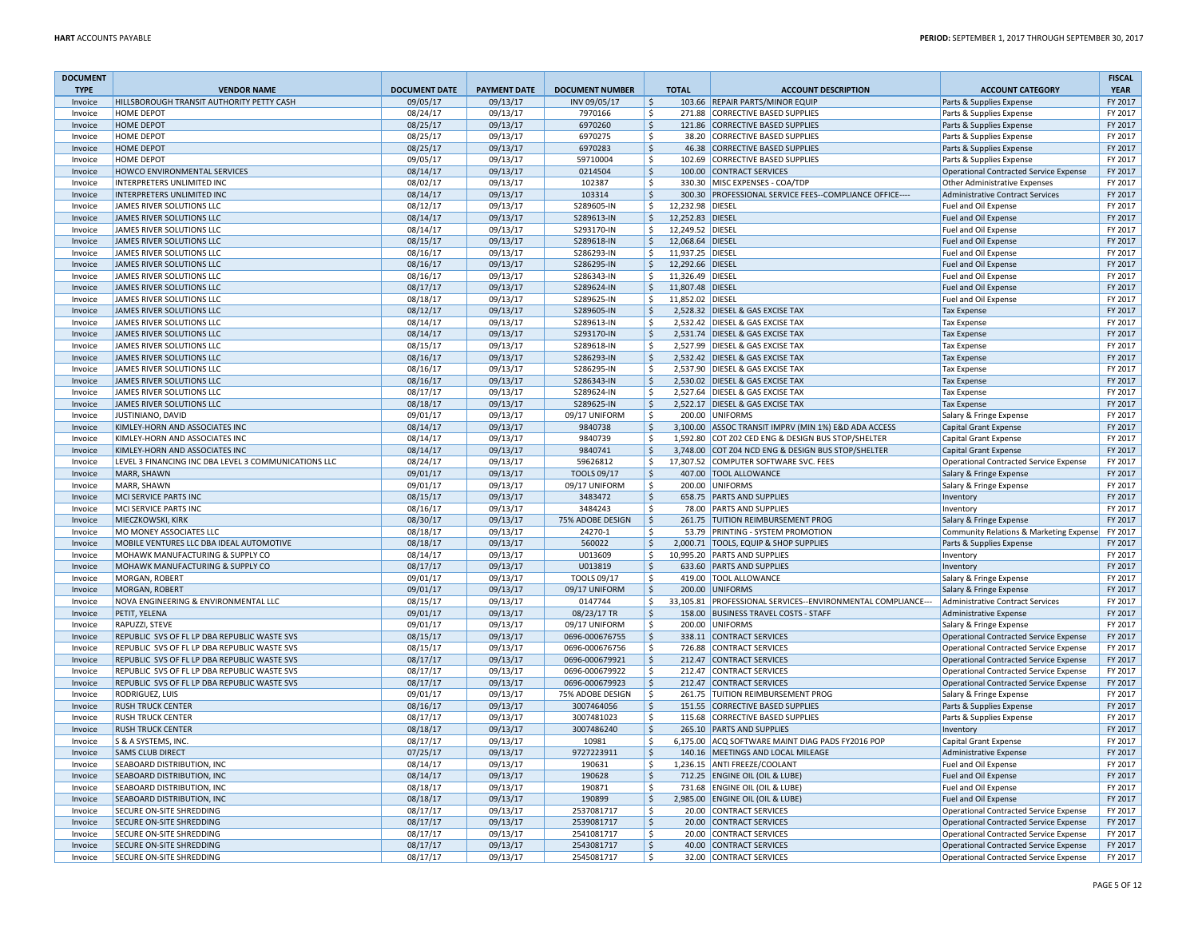| DOCUMENT TYPE | VENDOR NAME | DOCUMENT DATE | PAYMENT DATE | DOCUMENT NUMBER | TOTAL | ACCOUNT DESCRIPTION | ACCOUNT CATEGORY | FISCAL YEAR |
|---|---|---|---|---|---|---|---|---|
| Invoice | HILLSBOROUGH TRANSIT AUTHORITY PETTY CASH | 09/05/17 | 09/13/17 | INV 09/05/17 | $ 103.66 | REPAIR PARTS/MINOR EQUIP | Parts & Supplies Expense | FY 2017 |
| Invoice | HOME DEPOT | 08/24/17 | 09/13/17 | 7970166 | $ 271.88 | CORRECTIVE BASED SUPPLIES | Parts & Supplies Expense | FY 2017 |
| Invoice | HOME DEPOT | 08/25/17 | 09/13/17 | 6970260 | $ 121.86 | CORRECTIVE BASED SUPPLIES | Parts & Supplies Expense | FY 2017 |
| Invoice | HOME DEPOT | 08/25/17 | 09/13/17 | 6970275 | $ 38.20 | CORRECTIVE BASED SUPPLIES | Parts & Supplies Expense | FY 2017 |
| Invoice | HOME DEPOT | 08/25/17 | 09/13/17 | 6970283 | $ 46.38 | CORRECTIVE BASED SUPPLIES | Parts & Supplies Expense | FY 2017 |
| Invoice | HOME DEPOT | 09/05/17 | 09/13/17 | 59710004 | $ 102.69 | CORRECTIVE BASED SUPPLIES | Parts & Supplies Expense | FY 2017 |
| Invoice | HOWCO ENVIRONMENTAL SERVICES | 08/14/17 | 09/13/17 | 0214504 | $ 100.00 | CONTRACT SERVICES | Operational Contracted Service Expense | FY 2017 |
| Invoice | INTERPRETERS UNLIMITED INC | 08/02/17 | 09/13/17 | 102387 | $ 330.30 | MISC EXPENSES - COA/TDP | Other Administrative Expenses | FY 2017 |
| Invoice | INTERPRETERS UNLIMITED INC | 08/14/17 | 09/13/17 | 103314 | $ 300.30 | PROFESSIONAL SERVICE FEES--COMPLIANCE OFFICE---- | Administrative Contract Services | FY 2017 |
| Invoice | JAMES RIVER SOLUTIONS LLC | 08/12/17 | 09/13/17 | S289605-IN | $ 12,232.98 | DIESEL | Fuel and Oil Expense | FY 2017 |
| Invoice | JAMES RIVER SOLUTIONS LLC | 08/14/17 | 09/13/17 | S289613-IN | $ 12,252.83 | DIESEL | Fuel and Oil Expense | FY 2017 |
| Invoice | JAMES RIVER SOLUTIONS LLC | 08/14/17 | 09/13/17 | S293170-IN | $ 12,249.52 | DIESEL | Fuel and Oil Expense | FY 2017 |
| Invoice | JAMES RIVER SOLUTIONS LLC | 08/15/17 | 09/13/17 | S289618-IN | $ 12,068.64 | DIESEL | Fuel and Oil Expense | FY 2017 |
| Invoice | JAMES RIVER SOLUTIONS LLC | 08/16/17 | 09/13/17 | S286293-IN | $ 11,937.25 | DIESEL | Fuel and Oil Expense | FY 2017 |
| Invoice | JAMES RIVER SOLUTIONS LLC | 08/16/17 | 09/13/17 | S286295-IN | $ 12,292.66 | DIESEL | Fuel and Oil Expense | FY 2017 |
| Invoice | JAMES RIVER SOLUTIONS LLC | 08/16/17 | 09/13/17 | S286343-IN | $ 11,326.49 | DIESEL | Fuel and Oil Expense | FY 2017 |
| Invoice | JAMES RIVER SOLUTIONS LLC | 08/17/17 | 09/13/17 | S289624-IN | $ 11,807.48 | DIESEL | Fuel and Oil Expense | FY 2017 |
| Invoice | JAMES RIVER SOLUTIONS LLC | 08/18/17 | 09/13/17 | S289625-IN | $ 11,852.02 | DIESEL | Fuel and Oil Expense | FY 2017 |
| Invoice | JAMES RIVER SOLUTIONS LLC | 08/12/17 | 09/13/17 | S289605-IN | $ 2,528.32 | DIESEL & GAS EXCISE TAX | Tax Expense | FY 2017 |
| Invoice | JAMES RIVER SOLUTIONS LLC | 08/14/17 | 09/13/17 | S289613-IN | $ 2,532.42 | DIESEL & GAS EXCISE TAX | Tax Expense | FY 2017 |
| Invoice | JAMES RIVER SOLUTIONS LLC | 08/14/17 | 09/13/17 | S293170-IN | $ 2,531.74 | DIESEL & GAS EXCISE TAX | Tax Expense | FY 2017 |
| Invoice | JAMES RIVER SOLUTIONS LLC | 08/15/17 | 09/13/17 | S289618-IN | $ 2,527.99 | DIESEL & GAS EXCISE TAX | Tax Expense | FY 2017 |
| Invoice | JAMES RIVER SOLUTIONS LLC | 08/16/17 | 09/13/17 | S286293-IN | $ 2,532.42 | DIESEL & GAS EXCISE TAX | Tax Expense | FY 2017 |
| Invoice | JAMES RIVER SOLUTIONS LLC | 08/16/17 | 09/13/17 | S286295-IN | $ 2,537.90 | DIESEL & GAS EXCISE TAX | Tax Expense | FY 2017 |
| Invoice | JAMES RIVER SOLUTIONS LLC | 08/16/17 | 09/13/17 | S286343-IN | $ 2,530.02 | DIESEL & GAS EXCISE TAX | Tax Expense | FY 2017 |
| Invoice | JAMES RIVER SOLUTIONS LLC | 08/17/17 | 09/13/17 | S289624-IN | $ 2,527.64 | DIESEL & GAS EXCISE TAX | Tax Expense | FY 2017 |
| Invoice | JAMES RIVER SOLUTIONS LLC | 08/18/17 | 09/13/17 | S289625-IN | $ 2,522.17 | DIESEL & GAS EXCISE TAX | Tax Expense | FY 2017 |
| Invoice | JUSTINIANO, DAVID | 09/01/17 | 09/13/17 | 09/17 UNIFORM | $ 200.00 | UNIFORMS | Salary & Fringe Expense | FY 2017 |
| Invoice | KIMLEY-HORN AND ASSOCIATES INC | 08/14/17 | 09/13/17 | 9840738 | $ 3,100.00 | ASSOC TRANSIT IMPRV (MIN 1%) E&D ADA ACCESS | Capital Grant Expense | FY 2017 |
| Invoice | KIMLEY-HORN AND ASSOCIATES INC | 08/14/17 | 09/13/17 | 9840739 | $ 1,592.80 | COT Z02 CED ENG & DESIGN BUS STOP/SHELTER | Capital Grant Expense | FY 2017 |
| Invoice | KIMLEY-HORN AND ASSOCIATES INC | 08/14/17 | 09/13/17 | 9840741 | $ 3,748.00 | COT Z04 NCD ENG & DESIGN BUS STOP/SHELTER | Capital Grant Expense | FY 2017 |
| Invoice | LEVEL 3 FINANCING INC DBA LEVEL 3 COMMUNICATIONS LLC | 08/24/17 | 09/13/17 | 59626812 | $ 17,307.52 | COMPUTER SOFTWARE SVC. FEES | Operational Contracted Service Expense | FY 2017 |
| Invoice | MARR, SHAWN | 09/01/17 | 09/13/17 | TOOLS 09/17 | $ 407.00 | TOOL ALLOWANCE | Salary & Fringe Expense | FY 2017 |
| Invoice | MARR, SHAWN | 09/01/17 | 09/13/17 | 09/17 UNIFORM | $ 200.00 | UNIFORMS | Salary & Fringe Expense | FY 2017 |
| Invoice | MCI SERVICE PARTS INC | 08/15/17 | 09/13/17 | 3483472 | $ 658.75 | PARTS AND SUPPLIES | Inventory | FY 2017 |
| Invoice | MCI SERVICE PARTS INC | 08/16/17 | 09/13/17 | 3484243 | $ 78.00 | PARTS AND SUPPLIES | Inventory | FY 2017 |
| Invoice | MIECZKOWSKI, KIRK | 08/30/17 | 09/13/17 | 75% ADOBE DESIGN | $ 261.75 | TUITION REIMBURSEMENT PROG | Salary & Fringe Expense | FY 2017 |
| Invoice | MO MONEY ASSOCIATES LLC | 08/18/17 | 09/13/17 | 24270-1 | $ 53.79 | PRINTING - SYSTEM PROMOTION | Community Relations & Marketing Expense | FY 2017 |
| Invoice | MOBILE VENTURES LLC DBA IDEAL AUTOMOTIVE | 08/18/17 | 09/13/17 | 560022 | $ 2,000.71 | TOOLS, EQUIP & SHOP SUPPLIES | Parts & Supplies Expense | FY 2017 |
| Invoice | MOHAWK MANUFACTURING & SUPPLY CO | 08/14/17 | 09/13/17 | U013609 | $ 10,995.20 | PARTS AND SUPPLIES | Inventory | FY 2017 |
| Invoice | MOHAWK MANUFACTURING & SUPPLY CO | 08/17/17 | 09/13/17 | U013819 | $ 633.60 | PARTS AND SUPPLIES | Inventory | FY 2017 |
| Invoice | MORGAN, ROBERT | 09/01/17 | 09/13/17 | TOOLS 09/17 | $ 419.00 | TOOL ALLOWANCE | Salary & Fringe Expense | FY 2017 |
| Invoice | MORGAN, ROBERT | 09/01/17 | 09/13/17 | 09/17 UNIFORM | $ 200.00 | UNIFORMS | Salary & Fringe Expense | FY 2017 |
| Invoice | NOVA ENGINEERING & ENVIRONMENTAL LLC | 08/15/17 | 09/13/17 | 0147744 | $ 33,105.81 | PROFESSIONAL SERVICES--ENVIRONMENTAL COMPLIANCE--- | Administrative Contract Services | FY 2017 |
| Invoice | PETIT, YELENA | 09/01/17 | 09/13/17 | 08/23/17 TR | $ 158.00 | BUSINESS TRAVEL COSTS - STAFF | Administrative Expense | FY 2017 |
| Invoice | RAPUZZI, STEVE | 09/01/17 | 09/13/17 | 09/17 UNIFORM | $ 200.00 | UNIFORMS | Salary & Fringe Expense | FY 2017 |
| Invoice | REPUBLIC SVS OF FL LP DBA REPUBLIC WASTE SVS | 08/15/17 | 09/13/17 | 0696-000676755 | $ 338.11 | CONTRACT SERVICES | Operational Contracted Service Expense | FY 2017 |
| Invoice | REPUBLIC SVS OF FL LP DBA REPUBLIC WASTE SVS | 08/15/17 | 09/13/17 | 0696-000676756 | $ 726.88 | CONTRACT SERVICES | Operational Contracted Service Expense | FY 2017 |
| Invoice | REPUBLIC SVS OF FL LP DBA REPUBLIC WASTE SVS | 08/17/17 | 09/13/17 | 0696-000679921 | $ 212.47 | CONTRACT SERVICES | Operational Contracted Service Expense | FY 2017 |
| Invoice | REPUBLIC SVS OF FL LP DBA REPUBLIC WASTE SVS | 08/17/17 | 09/13/17 | 0696-000679922 | $ 212.47 | CONTRACT SERVICES | Operational Contracted Service Expense | FY 2017 |
| Invoice | REPUBLIC SVS OF FL LP DBA REPUBLIC WASTE SVS | 08/17/17 | 09/13/17 | 0696-000679923 | $ 212.47 | CONTRACT SERVICES | Operational Contracted Service Expense | FY 2017 |
| Invoice | RODRIGUEZ, LUIS | 09/01/17 | 09/13/17 | 75% ADOBE DESIGN | $ 261.75 | TUITION REIMBURSEMENT PROG | Salary & Fringe Expense | FY 2017 |
| Invoice | RUSH TRUCK CENTER | 08/16/17 | 09/13/17 | 3007464056 | $ 151.55 | CORRECTIVE BASED SUPPLIES | Parts & Supplies Expense | FY 2017 |
| Invoice | RUSH TRUCK CENTER | 08/17/17 | 09/13/17 | 3007481023 | $ 115.68 | CORRECTIVE BASED SUPPLIES | Parts & Supplies Expense | FY 2017 |
| Invoice | RUSH TRUCK CENTER | 08/18/17 | 09/13/17 | 3007486240 | $ 265.10 | PARTS AND SUPPLIES | Inventory | FY 2017 |
| Invoice | S & A SYSTEMS, INC. | 08/17/17 | 09/13/17 | 10981 | $ 6,175.00 | ACQ SOFTWARE MAINT DIAG PADS FY2016 POP | Capital Grant Expense | FY 2017 |
| Invoice | SAMS CLUB DIRECT | 07/25/17 | 09/13/17 | 9727223911 | $ 140.16 | MEETINGS AND LOCAL MILEAGE | Administrative Expense | FY 2017 |
| Invoice | SEABOARD DISTRIBUTION, INC | 08/14/17 | 09/13/17 | 190631 | $ 1,236.15 | ANTI FREEZE/COOLANT | Fuel and Oil Expense | FY 2017 |
| Invoice | SEABOARD DISTRIBUTION, INC | 08/14/17 | 09/13/17 | 190628 | $ 712.25 | ENGINE OIL (OIL & LUBE) | Fuel and Oil Expense | FY 2017 |
| Invoice | SEABOARD DISTRIBUTION, INC | 08/18/17 | 09/13/17 | 190871 | $ 731.68 | ENGINE OIL (OIL & LUBE) | Fuel and Oil Expense | FY 2017 |
| Invoice | SEABOARD DISTRIBUTION, INC | 08/18/17 | 09/13/17 | 190899 | $ 2,985.00 | ENGINE OIL (OIL & LUBE) | Fuel and Oil Expense | FY 2017 |
| Invoice | SECURE ON-SITE SHREDDING | 08/17/17 | 09/13/17 | 2537081717 | $ 20.00 | CONTRACT SERVICES | Operational Contracted Service Expense | FY 2017 |
| Invoice | SECURE ON-SITE SHREDDING | 08/17/17 | 09/13/17 | 2539081717 | $ 20.00 | CONTRACT SERVICES | Operational Contracted Service Expense | FY 2017 |
| Invoice | SECURE ON-SITE SHREDDING | 08/17/17 | 09/13/17 | 2541081717 | $ 20.00 | CONTRACT SERVICES | Operational Contracted Service Expense | FY 2017 |
| Invoice | SECURE ON-SITE SHREDDING | 08/17/17 | 09/13/17 | 2543081717 | $ 40.00 | CONTRACT SERVICES | Operational Contracted Service Expense | FY 2017 |
| Invoice | SECURE ON-SITE SHREDDING | 08/17/17 | 09/13/17 | 2545081717 | $ 32.00 | CONTRACT SERVICES | Operational Contracted Service Expense | FY 2017 |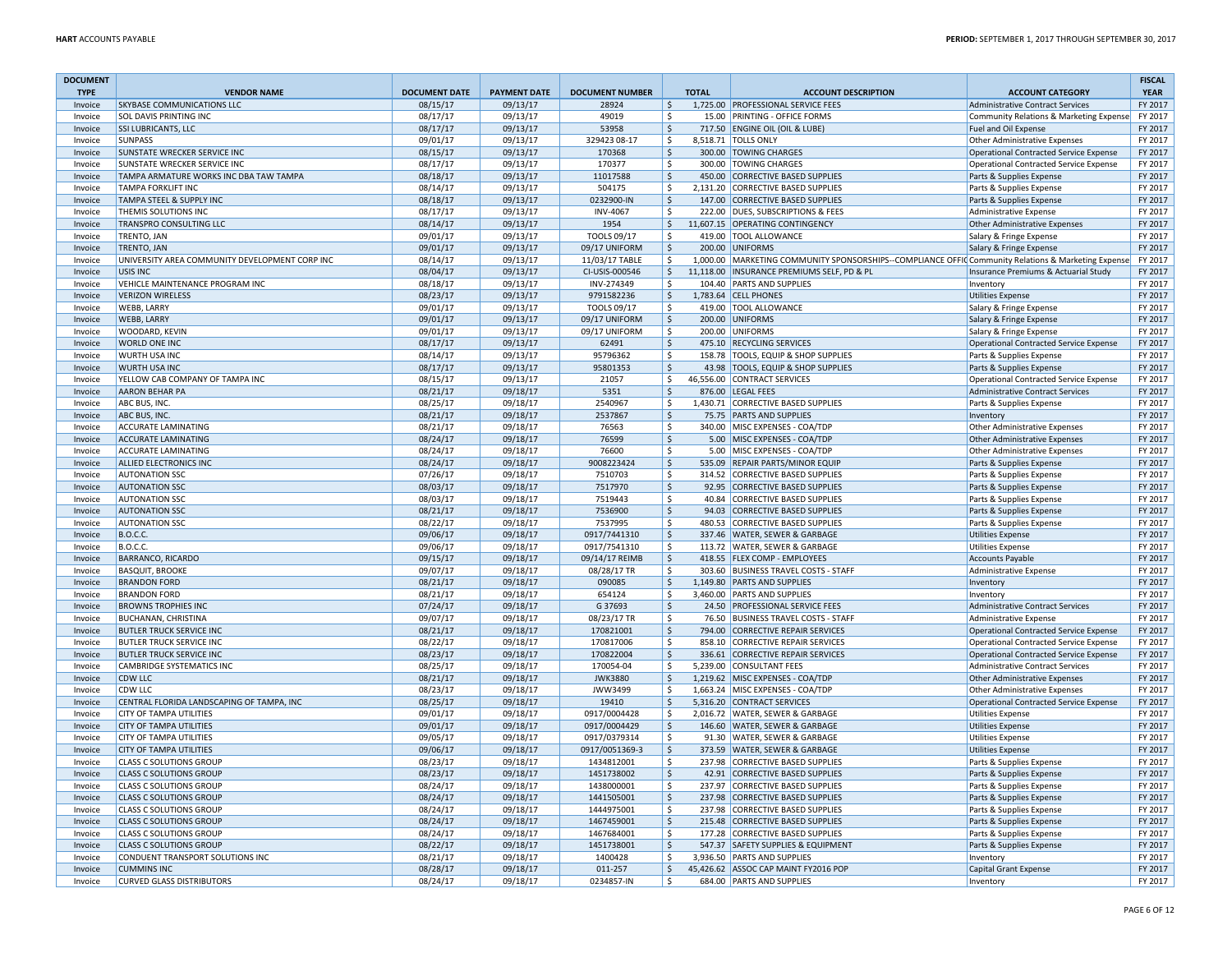| DOCUMENT TYPE | VENDOR NAME | DOCUMENT DATE | PAYMENT DATE | DOCUMENT NUMBER | TOTAL | ACCOUNT DESCRIPTION | ACCOUNT CATEGORY | FISCAL YEAR |
|---|---|---|---|---|---|---|---|---|
| Invoice | SKYBASE COMMUNICATIONS LLC | 08/15/17 | 09/13/17 | 28924 | $ 1,725.00 | PROFESSIONAL SERVICE FEES | Administrative Contract Services | FY 2017 |
| Invoice | SOL DAVIS PRINTING INC | 08/17/17 | 09/13/17 | 49019 | $ 15.00 | PRINTING - OFFICE FORMS | Community Relations & Marketing Expense | FY 2017 |
| Invoice | SSI LUBRICANTS, LLC | 08/17/17 | 09/13/17 | 53958 | $ 717.50 | ENGINE OIL (OIL & LUBE) | Fuel and Oil Expense | FY 2017 |
| Invoice | SUNPASS | 09/01/17 | 09/13/17 | 329423 08-17 | $ 8,518.71 | TOLLS ONLY | Other Administrative Expenses | FY 2017 |
| Invoice | SUNSTATE WRECKER SERVICE INC | 08/15/17 | 09/13/17 | 170368 | $ 300.00 | TOWING CHARGES | Operational Contracted Service Expense | FY 2017 |
| Invoice | SUNSTATE WRECKER SERVICE INC | 08/17/17 | 09/13/17 | 170377 | $ 300.00 | TOWING CHARGES | Operational Contracted Service Expense | FY 2017 |
| Invoice | TAMPA ARMATURE WORKS INC DBA TAW TAMPA | 08/18/17 | 09/13/17 | 11017588 | $ 450.00 | CORRECTIVE BASED SUPPLIES | Parts & Supplies Expense | FY 2017 |
| Invoice | TAMPA FORKLIFT INC | 08/14/17 | 09/13/17 | 504175 | $ 2,131.20 | CORRECTIVE BASED SUPPLIES | Parts & Supplies Expense | FY 2017 |
| Invoice | TAMPA STEEL & SUPPLY INC | 08/18/17 | 09/13/17 | 0232900-IN | $ 147.00 | CORRECTIVE BASED SUPPLIES | Parts & Supplies Expense | FY 2017 |
| Invoice | THEMIS SOLUTIONS INC | 08/17/17 | 09/13/17 | INV-4067 | $ 222.00 | DUES, SUBSCRIPTIONS & FEES | Administrative Expense | FY 2017 |
| Invoice | TRANSPRO CONSULTING LLC | 08/14/17 | 09/13/17 | 1954 | $ 11,607.15 | OPERATING CONTINGENCY | Other Administrative Expenses | FY 2017 |
| Invoice | TRENTO, JAN | 09/01/17 | 09/13/17 | TOOLS 09/17 | $ 419.00 | TOOL ALLOWANCE | Salary & Fringe Expense | FY 2017 |
| Invoice | TRENTO, JAN | 09/01/17 | 09/13/17 | 09/17 UNIFORM | $ 200.00 | UNIFORMS | Salary & Fringe Expense | FY 2017 |
| Invoice | UNIVERSITY AREA COMMUNITY DEVELOPMENT CORP INC | 08/14/17 | 09/13/17 | 11/03/17 TABLE | $ 1,000.00 | MARKETING COMMUNITY SPONSORSHIPS--COMPLIANCE OFFIC | Community Relations & Marketing Expense | FY 2017 |
| Invoice | USIS INC | 08/04/17 | 09/13/17 | CI-USIS-000546 | $ 11,118.00 | INSURANCE PREMIUMS SELF, PD & PL | Insurance Premiums & Actuarial Study | FY 2017 |
| Invoice | VEHICLE MAINTENANCE PROGRAM INC | 08/18/17 | 09/13/17 | INV-274349 | $ 104.40 | PARTS AND SUPPLIES | Inventory | FY 2017 |
| Invoice | VERIZON WIRELESS | 08/23/17 | 09/13/17 | 9791582236 | $ 1,783.64 | CELL PHONES | Utilities Expense | FY 2017 |
| Invoice | WEBB, LARRY | 09/01/17 | 09/13/17 | TOOLS 09/17 | $ 419.00 | TOOL ALLOWANCE | Salary & Fringe Expense | FY 2017 |
| Invoice | WEBB, LARRY | 09/01/17 | 09/13/17 | 09/17 UNIFORM | $ 200.00 | UNIFORMS | Salary & Fringe Expense | FY 2017 |
| Invoice | WOODARD, KEVIN | 09/01/17 | 09/13/17 | 09/17 UNIFORM | $ 200.00 | UNIFORMS | Salary & Fringe Expense | FY 2017 |
| Invoice | WORLD ONE INC | 08/17/17 | 09/13/17 | 62491 | $ 475.10 | RECYCLING SERVICES | Operational Contracted Service Expense | FY 2017 |
| Invoice | WURTH USA INC | 08/14/17 | 09/13/17 | 95796362 | $ 158.78 | TOOLS, EQUIP & SHOP SUPPLIES | Parts & Supplies Expense | FY 2017 |
| Invoice | WURTH USA INC | 08/17/17 | 09/13/17 | 95801353 | $ 43.98 | TOOLS, EQUIP & SHOP SUPPLIES | Parts & Supplies Expense | FY 2017 |
| Invoice | YELLOW CAB COMPANY OF TAMPA INC | 08/15/17 | 09/13/17 | 21057 | $ 46,556.00 | CONTRACT SERVICES | Operational Contracted Service Expense | FY 2017 |
| Invoice | AARON BEHAR PA | 08/21/17 | 09/18/17 | 5351 | $ 876.00 | LEGAL FEES | Administrative Contract Services | FY 2017 |
| Invoice | ABC BUS, INC. | 08/25/17 | 09/18/17 | 2540967 | $ 1,430.71 | CORRECTIVE BASED SUPPLIES | Parts & Supplies Expense | FY 2017 |
| Invoice | ABC BUS, INC. | 08/21/17 | 09/18/17 | 2537867 | $ 75.75 | PARTS AND SUPPLIES | Inventory | FY 2017 |
| Invoice | ACCURATE LAMINATING | 08/21/17 | 09/18/17 | 76563 | $ 340.00 | MISC EXPENSES - COA/TDP | Other Administrative Expenses | FY 2017 |
| Invoice | ACCURATE LAMINATING | 08/24/17 | 09/18/17 | 76599 | $ 5.00 | MISC EXPENSES - COA/TDP | Other Administrative Expenses | FY 2017 |
| Invoice | ACCURATE LAMINATING | 08/24/17 | 09/18/17 | 76600 | $ 5.00 | MISC EXPENSES - COA/TDP | Other Administrative Expenses | FY 2017 |
| Invoice | ALLIED ELECTRONICS INC | 08/24/17 | 09/18/17 | 9008223424 | $ 535.09 | REPAIR PARTS/MINOR EQUIP | Parts & Supplies Expense | FY 2017 |
| Invoice | AUTONATION SSC | 07/26/17 | 09/18/17 | 7510703 | $ 314.52 | CORRECTIVE BASED SUPPLIES | Parts & Supplies Expense | FY 2017 |
| Invoice | AUTONATION SSC | 08/03/17 | 09/18/17 | 7517970 | $ 92.95 | CORRECTIVE BASED SUPPLIES | Parts & Supplies Expense | FY 2017 |
| Invoice | AUTONATION SSC | 08/03/17 | 09/18/17 | 7519443 | $ 40.84 | CORRECTIVE BASED SUPPLIES | Parts & Supplies Expense | FY 2017 |
| Invoice | AUTONATION SSC | 08/21/17 | 09/18/17 | 7536900 | $ 94.03 | CORRECTIVE BASED SUPPLIES | Parts & Supplies Expense | FY 2017 |
| Invoice | AUTONATION SSC | 08/22/17 | 09/18/17 | 7537995 | $ 480.53 | CORRECTIVE BASED SUPPLIES | Parts & Supplies Expense | FY 2017 |
| Invoice | B.O.C.C. | 09/06/17 | 09/18/17 | 0917/7441310 | $ 337.46 | WATER, SEWER & GARBAGE | Utilities Expense | FY 2017 |
| Invoice | B.O.C.C. | 09/06/17 | 09/18/17 | 0917/7541310 | $ 113.72 | WATER, SEWER & GARBAGE | Utilities Expense | FY 2017 |
| Invoice | BARRANCO, RICARDO | 09/15/17 | 09/18/17 | 09/14/17 REIMB | $ 418.55 | FLEX COMP - EMPLOYEES | Accounts Payable | FY 2017 |
| Invoice | BASQUIT, BROOKE | 09/07/17 | 09/18/17 | 08/28/17 TR | $ 303.60 | BUSINESS TRAVEL COSTS - STAFF | Administrative Expense | FY 2017 |
| Invoice | BRANDON FORD | 08/21/17 | 09/18/17 | 090085 | $ 1,149.80 | PARTS AND SUPPLIES | Inventory | FY 2017 |
| Invoice | BRANDON FORD | 08/21/17 | 09/18/17 | 654124 | $ 3,460.00 | PARTS AND SUPPLIES | Inventory | FY 2017 |
| Invoice | BROWNS TROPHIES INC | 07/24/17 | 09/18/17 | G 37693 | $ 24.50 | PROFESSIONAL SERVICE FEES | Administrative Contract Services | FY 2017 |
| Invoice | BUCHANAN, CHRISTINA | 09/07/17 | 09/18/17 | 08/23/17 TR | $ 76.50 | BUSINESS TRAVEL COSTS - STAFF | Administrative Expense | FY 2017 |
| Invoice | BUTLER TRUCK SERVICE INC | 08/21/17 | 09/18/17 | 170821001 | $ 794.00 | CORRECTIVE REPAIR SERVICES | Operational Contracted Service Expense | FY 2017 |
| Invoice | BUTLER TRUCK SERVICE INC | 08/22/17 | 09/18/17 | 170817006 | $ 858.10 | CORRECTIVE REPAIR SERVICES | Operational Contracted Service Expense | FY 2017 |
| Invoice | BUTLER TRUCK SERVICE INC | 08/23/17 | 09/18/17 | 170822004 | $ 336.61 | CORRECTIVE REPAIR SERVICES | Operational Contracted Service Expense | FY 2017 |
| Invoice | CAMBRIDGE SYSTEMATICS INC | 08/25/17 | 09/18/17 | 170054-04 | $ 5,239.00 | CONSULTANT FEES | Administrative Contract Services | FY 2017 |
| Invoice | CDW LLC | 08/21/17 | 09/18/17 | JWK3880 | $ 1,219.62 | MISC EXPENSES - COA/TDP | Other Administrative Expenses | FY 2017 |
| Invoice | CDW LLC | 08/23/17 | 09/18/17 | JWW3499 | $ 1,663.24 | MISC EXPENSES - COA/TDP | Other Administrative Expenses | FY 2017 |
| Invoice | CENTRAL FLORIDA LANDSCAPING OF TAMPA, INC | 08/25/17 | 09/18/17 | 19410 | $ 5,316.20 | CONTRACT SERVICES | Operational Contracted Service Expense | FY 2017 |
| Invoice | CITY OF TAMPA UTILITIES | 09/01/17 | 09/18/17 | 0917/0004428 | $ 2,016.72 | WATER, SEWER & GARBAGE | Utilities Expense | FY 2017 |
| Invoice | CITY OF TAMPA UTILITIES | 09/01/17 | 09/18/17 | 0917/0004429 | $ 146.60 | WATER, SEWER & GARBAGE | Utilities Expense | FY 2017 |
| Invoice | CITY OF TAMPA UTILITIES | 09/05/17 | 09/18/17 | 0917/0379314 | $ 91.30 | WATER, SEWER & GARBAGE | Utilities Expense | FY 2017 |
| Invoice | CITY OF TAMPA UTILITIES | 09/06/17 | 09/18/17 | 0917/0051369-3 | $ 373.59 | WATER, SEWER & GARBAGE | Utilities Expense | FY 2017 |
| Invoice | CLASS C SOLUTIONS GROUP | 08/23/17 | 09/18/17 | 1434812001 | $ 237.98 | CORRECTIVE BASED SUPPLIES | Parts & Supplies Expense | FY 2017 |
| Invoice | CLASS C SOLUTIONS GROUP | 08/23/17 | 09/18/17 | 1451738002 | $ 42.91 | CORRECTIVE BASED SUPPLIES | Parts & Supplies Expense | FY 2017 |
| Invoice | CLASS C SOLUTIONS GROUP | 08/24/17 | 09/18/17 | 1438000001 | $ 237.97 | CORRECTIVE BASED SUPPLIES | Parts & Supplies Expense | FY 2017 |
| Invoice | CLASS C SOLUTIONS GROUP | 08/24/17 | 09/18/17 | 1441505001 | $ 237.98 | CORRECTIVE BASED SUPPLIES | Parts & Supplies Expense | FY 2017 |
| Invoice | CLASS C SOLUTIONS GROUP | 08/24/17 | 09/18/17 | 1444975001 | $ 237.98 | CORRECTIVE BASED SUPPLIES | Parts & Supplies Expense | FY 2017 |
| Invoice | CLASS C SOLUTIONS GROUP | 08/24/17 | 09/18/17 | 1467459001 | $ 215.48 | CORRECTIVE BASED SUPPLIES | Parts & Supplies Expense | FY 2017 |
| Invoice | CLASS C SOLUTIONS GROUP | 08/24/17 | 09/18/17 | 1467684001 | $ 177.28 | CORRECTIVE BASED SUPPLIES | Parts & Supplies Expense | FY 2017 |
| Invoice | CLASS C SOLUTIONS GROUP | 08/22/17 | 09/18/17 | 1451738001 | $ 547.37 | SAFETY SUPPLIES & EQUIPMENT | Parts & Supplies Expense | FY 2017 |
| Invoice | CONDUENT TRANSPORT SOLUTIONS INC | 08/21/17 | 09/18/17 | 1400428 | $ 3,936.50 | PARTS AND SUPPLIES | Inventory | FY 2017 |
| Invoice | CUMMINS INC | 08/28/17 | 09/18/17 | 011-257 | $ 45,426.62 | ASSOC CAP MAINT FY2016 POP | Capital Grant Expense | FY 2017 |
| Invoice | CURVED GLASS DISTRIBUTORS | 08/24/17 | 09/18/17 | 0234857-IN | $ 684.00 | PARTS AND SUPPLIES | Inventory | FY 2017 |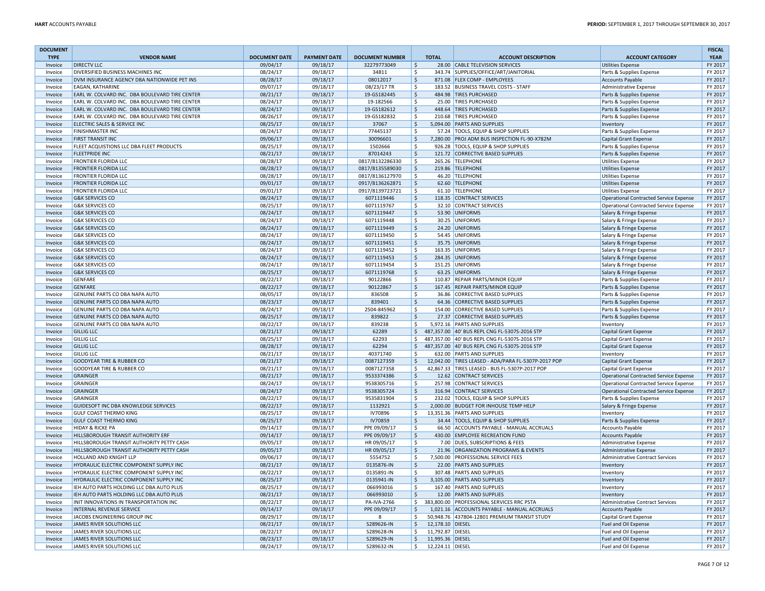| DOCUMENT TYPE | VENDOR NAME | DOCUMENT DATE | PAYMENT DATE | DOCUMENT NUMBER | TOTAL | ACCOUNT DESCRIPTION | ACCOUNT CATEGORY | FISCAL YEAR |
|---|---|---|---|---|---|---|---|---|
| Invoice | DIRECTV LLC | 09/04/17 | 09/18/17 | 32279773049 | $ 28.00 | CABLE TELEVISION SERVICES | Utilities Expense | FY 2017 |
| Invoice | DIVERSIFIED BUSINESS MACHINES INC | 08/24/17 | 09/18/17 | 34811 | $ 343.74 | SUPPLIES/OFFICE/ART/JANITORIAL | Parts & Supplies Expense | FY 2017 |
| Invoice | DVM INSURANCE AGENCY DBA NATIONWIDE PET INS | 08/28/17 | 09/18/17 | 08012017 | $ 871.08 | FLEX COMP - EMPLOYEES | Accounts Payable | FY 2017 |
| Invoice | EAGAN, KATHARINE | 09/07/17 | 09/18/17 | 08/23/17 TR | $ 183.52 | BUSINESS TRAVEL COSTS - STAFF | Administrative Expense | FY 2017 |
| Invoice | EARL W. COLVARD INC. DBA BOULEVARD TIRE CENTER | 08/21/17 | 09/18/17 | 19-GS182445 | $ 484.98 | TIRES PURCHASED | Parts & Supplies Expense | FY 2017 |
| Invoice | EARL W. COLVARD INC. DBA BOULEVARD TIRE CENTER | 08/24/17 | 09/18/17 | 19-182566 | $ 25.00 | TIRES PURCHASED | Parts & Supplies Expense | FY 2017 |
| Invoice | EARL W. COLVARD INC. DBA BOULEVARD TIRE CENTER | 08/24/17 | 09/18/17 | 19-GS182612 | $ 448.64 | TIRES PURCHASED | Parts & Supplies Expense | FY 2017 |
| Invoice | EARL W. COLVARD INC. DBA BOULEVARD TIRE CENTER | 08/26/17 | 09/18/17 | 19-GS182832 | $ 210.68 | TIRES PURCHASED | Parts & Supplies Expense | FY 2017 |
| Invoice | ELECTRIC SALES & SERVICE INC | 08/25/17 | 09/18/17 | 37067 | $ 5,094.00 | PARTS AND SUPPLIES | Inventory | FY 2017 |
| Invoice | FINISHMASTER INC | 08/24/17 | 09/18/17 | 77445137 | $ 57.24 | TOOLS, EQUIP & SHOP SUPPLIES | Parts & Supplies Expense | FY 2017 |
| Invoice | FIRST TRANSIT INC | 09/06/17 | 09/18/17 | 30096601 | $ 7,280.00 | PROJ ADM BUS INSPECTION FL-90-X782M | Capital Grant Expense | FY 2017 |
| Invoice | FLEET ACQUISTIONS LLC DBA FLEET PRODUCTS | 08/25/17 | 09/18/17 | 1502666 | $ 926.28 | TOOLS, EQUIP & SHOP SUPPLIES | Parts & Supplies Expense | FY 2017 |
| Invoice | FLEETPRIDE INC | 08/21/17 | 09/18/17 | 87014243 | $ 121.72 | CORRECTIVE BASED SUPPLIES | Parts & Supplies Expense | FY 2017 |
| Invoice | FRONTIER FLORIDA LLC | 08/28/17 | 09/18/17 | 0817/8132286330 | $ 265.26 | TELEPHONE | Utilities Expense | FY 2017 |
| Invoice | FRONTIER FLORIDA LLC | 08/28/17 | 09/18/17 | 0817/8135589030 | $ 219.86 | TELEPHONE | Utilities Expense | FY 2017 |
| Invoice | FRONTIER FLORIDA LLC | 08/28/17 | 09/18/17 | 0817/8136127970 | $ 46.20 | TELEPHONE | Utilities Expense | FY 2017 |
| Invoice | FRONTIER FLORIDA LLC | 09/01/17 | 09/18/17 | 0917/8136262871 | $ 62.60 | TELEPHONE | Utilities Expense | FY 2017 |
| Invoice | FRONTIER FLORIDA LLC | 09/01/17 | 09/18/17 | 0917/8139723721 | $ 61.10 | TELEPHONE | Utilities Expense | FY 2017 |
| Invoice | G&K SERVICES CO | 08/24/17 | 09/18/17 | 6071119446 | $ 118.35 | CONTRACT SERVICES | Operational Contracted Service Expense | FY 2017 |
| Invoice | G&K SERVICES CO | 08/25/17 | 09/18/17 | 6071119767 | $ 32.10 | CONTRACT SERVICES | Operational Contracted Service Expense | FY 2017 |
| Invoice | G&K SERVICES CO | 08/24/17 | 09/18/17 | 6071119447 | $ 53.90 | UNIFORMS | Salary & Fringe Expense | FY 2017 |
| Invoice | G&K SERVICES CO | 08/24/17 | 09/18/17 | 6071119448 | $ 30.25 | UNIFORMS | Salary & Fringe Expense | FY 2017 |
| Invoice | G&K SERVICES CO | 08/24/17 | 09/18/17 | 6071119449 | $ 24.20 | UNIFORMS | Salary & Fringe Expense | FY 2017 |
| Invoice | G&K SERVICES CO | 08/24/17 | 09/18/17 | 6071119450 | $ 54.45 | UNIFORMS | Salary & Fringe Expense | FY 2017 |
| Invoice | G&K SERVICES CO | 08/24/17 | 09/18/17 | 6071119451 | $ 35.75 | UNIFORMS | Salary & Fringe Expense | FY 2017 |
| Invoice | G&K SERVICES CO | 08/24/17 | 09/18/17 | 6071119452 | $ 163.35 | UNIFORMS | Salary & Fringe Expense | FY 2017 |
| Invoice | G&K SERVICES CO | 08/24/17 | 09/18/17 | 6071119453 | $ 284.35 | UNIFORMS | Salary & Fringe Expense | FY 2017 |
| Invoice | G&K SERVICES CO | 08/24/17 | 09/18/17 | 6071119454 | $ 151.25 | UNIFORMS | Salary & Fringe Expense | FY 2017 |
| Invoice | G&K SERVICES CO | 08/25/17 | 09/18/17 | 6071119768 | $ 63.25 | UNIFORMS | Salary & Fringe Expense | FY 2017 |
| Invoice | GENFARE | 08/22/17 | 09/18/17 | 90122866 | $ 110.87 | REPAIR PARTS/MINOR EQUIP | Parts & Supplies Expense | FY 2017 |
| Invoice | GENFARE | 08/22/17 | 09/18/17 | 90122867 | $ 167.45 | REPAIR PARTS/MINOR EQUIP | Parts & Supplies Expense | FY 2017 |
| Invoice | GENUINE PARTS CO DBA NAPA AUTO | 08/05/17 | 09/18/17 | 836508 | $ 36.86 | CORRECTIVE BASED SUPPLIES | Parts & Supplies Expense | FY 2017 |
| Invoice | GENUINE PARTS CO DBA NAPA AUTO | 08/23/17 | 09/18/17 | 839401 | $ 64.36 | CORRECTIVE BASED SUPPLIES | Parts & Supplies Expense | FY 2017 |
| Invoice | GENUINE PARTS CO DBA NAPA AUTO | 08/24/17 | 09/18/17 | 2504-845962 | $ 154.00 | CORRECTIVE BASED SUPPLIES | Parts & Supplies Expense | FY 2017 |
| Invoice | GENUINE PARTS CO DBA NAPA AUTO | 08/25/17 | 09/18/17 | 839822 | $ 27.37 | CORRECTIVE BASED SUPPLIES | Parts & Supplies Expense | FY 2017 |
| Invoice | GENUINE PARTS CO DBA NAPA AUTO | 08/22/17 | 09/18/17 | 839238 | $ 5,972.16 | PARTS AND SUPPLIES | Inventory | FY 2017 |
| Invoice | GILLIG LLC | 08/21/17 | 09/18/17 | 62289 | $ 487,357.00 | 40' BUS REPL CNG FL-5307S-2016 STP | Capital Grant Expense | FY 2017 |
| Invoice | GILLIG LLC | 08/25/17 | 09/18/17 | 62293 | $ 487,357.00 | 40' BUS REPL CNG FL-5307S-2016 STP | Capital Grant Expense | FY 2017 |
| Invoice | GILLIG LLC | 08/28/17 | 09/18/17 | 62294 | $ 487,357.00 | 40' BUS REPL CNG FL-5307S-2016 STP | Capital Grant Expense | FY 2017 |
| Invoice | GILLIG LLC | 08/21/17 | 09/18/17 | 40371740 | $ 632.00 | PARTS AND SUPPLIES | Inventory | FY 2017 |
| Invoice | GOODYEAR TIRE & RUBBER CO | 08/21/17 | 09/18/17 | 0087127359 | $ 12,042.00 | TIRES LEASED - ADA/PARA FL-5307P-2017 POP | Capital Grant Expense | FY 2017 |
| Invoice | GOODYEAR TIRE & RUBBER CO | 08/21/17 | 09/18/17 | 0087127358 | $ 42,867.33 | TIRES LEASED - BUS FL-5307P-2017 POP | Capital Grant Expense | FY 2017 |
| Invoice | GRAINGER | 08/21/17 | 09/18/17 | 9533374386 | $ 12.62 | CONTRACT SERVICES | Operational Contracted Service Expense | FY 2017 |
| Invoice | GRAINGER | 08/24/17 | 09/18/17 | 9538305716 | $ 257.98 | CONTRACT SERVICES | Operational Contracted Service Expense | FY 2017 |
| Invoice | GRAINGER | 08/24/17 | 09/18/17 | 9538305724 | $ 316.94 | CONTRACT SERVICES | Operational Contracted Service Expense | FY 2017 |
| Invoice | GRAINGER | 08/22/17 | 09/18/17 | 9535831904 | $ 232.02 | TOOLS, EQUIP & SHOP SUPPLIES | Parts & Supplies Expense | FY 2017 |
| Invoice | GUIDESOFT INC DBA KNOWLEDGE SERVICES | 08/22/17 | 09/18/17 | 1132921 | $ 2,000.00 | BUDGET FOR INHOUSE TEMP HELP | Salary & Fringe Expense | FY 2017 |
| Invoice | GULF COAST THERMO KING | 08/25/17 | 09/18/17 | IV70896 | $ 13,351.36 | PARTS AND SUPPLIES | Inventory | FY 2017 |
| Invoice | GULF COAST THERMO KING | 08/25/17 | 09/18/17 | IV70859 | $ 34.44 | TOOLS, EQUIP & SHOP SUPPLIES | Parts & Supplies Expense | FY 2017 |
| Invoice | HIDAY & RICKE PA | 09/14/17 | 09/18/17 | PPE 09/09/17 | $ 66.50 | ACCOUNTS PAYABLE - MANUAL ACCRUALS | Accounts Payable | FY 2017 |
| Invoice | HILLSBOROUGH TRANSIT AUTHORITY ERF | 09/14/17 | 09/18/17 | PPE 09/09/17 | $ 430.00 | EMPLOYEE RECREATION FUND | Accounts Payable | FY 2017 |
| Invoice | HILLSBOROUGH TRANSIT AUTHORITY PETTY CASH | 09/05/17 | 09/18/17 | HR 09/05/17 | $ 7.00 | DUES, SUBSCRIPTIONS & FEES | Administrative Expense | FY 2017 |
| Invoice | HILLSBOROUGH TRANSIT AUTHORITY PETTY CASH | 09/05/17 | 09/18/17 | HR 09/05/17 | $ 21.96 | ORGANIZATION PROGRAMS & EVENTS | Administrative Expense | FY 2017 |
| Invoice | HOLLAND AND KNIGHT LLP | 09/06/17 | 09/18/17 | 5554752 | $ 7,500.00 | PROFESSIONAL SERVICE FEES | Administrative Contract Services | FY 2017 |
| Invoice | HYDRAULIC ELECTRIC COMPONENT SUPPLY INC | 08/21/17 | 09/18/17 | 0135876-IN | $ 22.00 | PARTS AND SUPPLIES | Inventory | FY 2017 |
| Invoice | HYDRAULIC ELECTRIC COMPONENT SUPPLY INC | 08/22/17 | 09/18/17 | 0135891-IN | $ 307.48 | PARTS AND SUPPLIES | Inventory | FY 2017 |
| Invoice | HYDRAULIC ELECTRIC COMPONENT SUPPLY INC | 08/25/17 | 09/18/17 | 0135941-IN | $ 3,105.00 | PARTS AND SUPPLIES | Inventory | FY 2017 |
| Invoice | IEH AUTO PARTS HOLDING LLC DBA AUTO PLUS | 08/25/17 | 09/18/17 | 066993016 | $ 167.40 | PARTS AND SUPPLIES | Inventory | FY 2017 |
| Invoice | IEH AUTO PARTS HOLDING LLC DBA AUTO PLUS | 08/21/17 | 09/18/17 | 066993010 | $ 12.00 | PARTS AND SUPPLIES | Inventory | FY 2017 |
| Invoice | INIT INNOVATIONS IN TRANSPORTATION INC | 08/22/17 | 09/18/17 | PA-IVA-2766 | $ 383,800.00 | PROFESSIONAL SERVICES RRC PSTA | Administrative Contract Services | FY 2017 |
| Invoice | INTERNAL REVENUE SERVICE | 09/14/17 | 09/18/17 | PPE 09/09/17 | $ 1,021.16 | ACCOUNTS PAYABLE - MANUAL ACCRUALS | Accounts Payable | FY 2017 |
| Invoice | JACOBS ENGINEERING GROUP INC | 08/29/17 | 09/18/17 | 8 | $ 50,948.76 | 437804-12801 PREMIUM TRANSIT STUDY | Capital Grant Expense | FY 2017 |
| Invoice | JAMES RIVER SOLUTIONS LLC | 08/21/17 | 09/18/17 | S289626-IN | $ 12,178.10 | DIESEL | Fuel and Oil Expense | FY 2017 |
| Invoice | JAMES RIVER SOLUTIONS LLC | 08/22/17 | 09/18/17 | S289628-IN | $ 11,792.87 | DIESEL | Fuel and Oil Expense | FY 2017 |
| Invoice | JAMES RIVER SOLUTIONS LLC | 08/23/17 | 09/18/17 | S289629-IN | $ 11,995.36 | DIESEL | Fuel and Oil Expense | FY 2017 |
| Invoice | JAMES RIVER SOLUTIONS LLC | 08/24/17 | 09/18/17 | S289632-IN | $ 12,224.11 | DIESEL | Fuel and Oil Expense | FY 2017 |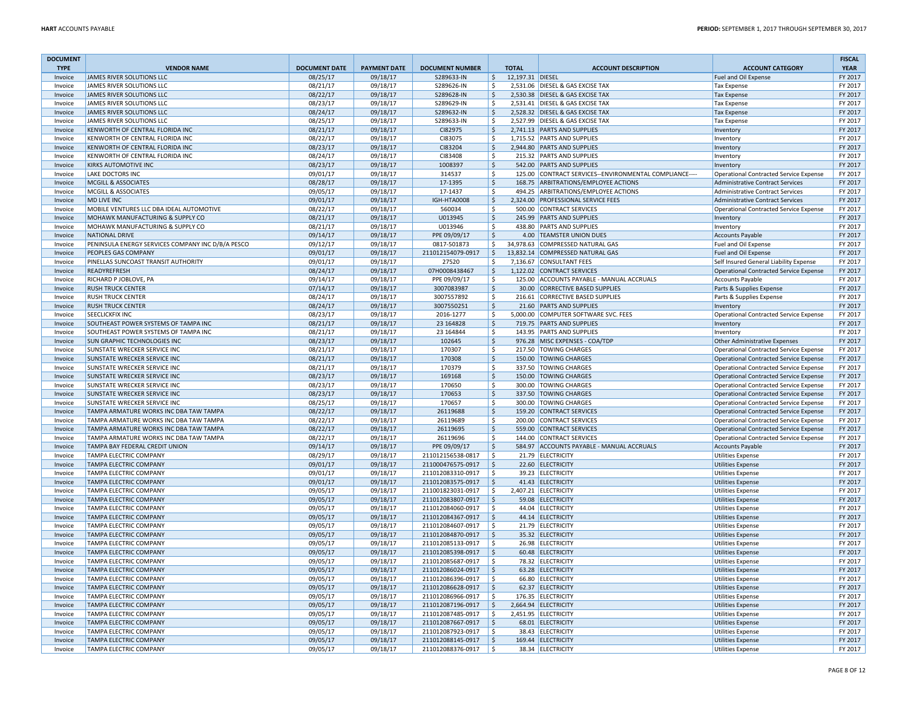| DOCUMENT TYPE | VENDOR NAME | DOCUMENT DATE | PAYMENT DATE | DOCUMENT NUMBER | TOTAL | ACCOUNT DESCRIPTION | ACCOUNT CATEGORY | FISCAL YEAR |
|---|---|---|---|---|---|---|---|---|
| Invoice | JAMES RIVER SOLUTIONS LLC | 08/25/17 | 09/18/17 | S289633-IN | $ 12,197.31 | DIESEL | Fuel and Oil Expense | FY 2017 |
| Invoice | JAMES RIVER SOLUTIONS LLC | 08/21/17 | 09/18/17 | S289626-IN | $ 2,531.06 | DIESEL & GAS EXCISE TAX | Tax Expense | FY 2017 |
| Invoice | JAMES RIVER SOLUTIONS LLC | 08/22/17 | 09/18/17 | S289628-IN | $ 2,530.38 | DIESEL & GAS EXCISE TAX | Tax Expense | FY 2017 |
| Invoice | JAMES RIVER SOLUTIONS LLC | 08/23/17 | 09/18/17 | S289629-IN | $ 2,531.41 | DIESEL & GAS EXCISE TAX | Tax Expense | FY 2017 |
| Invoice | JAMES RIVER SOLUTIONS LLC | 08/24/17 | 09/18/17 | S289632-IN | $ 2,528.32 | DIESEL & GAS EXCISE TAX | Tax Expense | FY 2017 |
| Invoice | JAMES RIVER SOLUTIONS LLC | 08/25/17 | 09/18/17 | S289633-IN | $ 2,527.99 | DIESEL & GAS EXCISE TAX | Tax Expense | FY 2017 |
| Invoice | KENWORTH OF CENTRAL FLORIDA INC | 08/21/17 | 09/18/17 | CI82975 | $ 2,741.13 | PARTS AND SUPPLIES | Inventory | FY 2017 |
| Invoice | KENWORTH OF CENTRAL FLORIDA INC | 08/22/17 | 09/18/17 | CI83075 | $ 1,715.52 | PARTS AND SUPPLIES | Inventory | FY 2017 |
| Invoice | KENWORTH OF CENTRAL FLORIDA INC | 08/23/17 | 09/18/17 | CI83204 | $ 2,944.80 | PARTS AND SUPPLIES | Inventory | FY 2017 |
| Invoice | KENWORTH OF CENTRAL FLORIDA INC | 08/24/17 | 09/18/17 | CI83408 | $ 215.32 | PARTS AND SUPPLIES | Inventory | FY 2017 |
| Invoice | KIRKS AUTOMOTIVE INC | 08/23/17 | 09/18/17 | 1008397 | $ 542.00 | PARTS AND SUPPLIES | Inventory | FY 2017 |
| Invoice | LAKE DOCTORS INC | 09/01/17 | 09/18/17 | 314537 | $ 125.00 | CONTRACT SERVICES--ENVIRONMENTAL COMPLIANCE---- | Operational Contracted Service Expense | FY 2017 |
| Invoice | MCGILL & ASSOCIATES | 08/28/17 | 09/18/17 | 17-1395 | $ 168.75 | ARBITRATIONS/EMPLOYEE ACTIONS | Administrative Contract Services | FY 2017 |
| Invoice | MCGILL & ASSOCIATES | 09/05/17 | 09/18/17 | 17-1437 | $ 494.25 | ARBITRATIONS/EMPLOYEE ACTIONS | Administrative Contract Services | FY 2017 |
| Invoice | MD LIVE INC | 09/01/17 | 09/18/17 | IGH-HTA0008 | $ 2,324.00 | PROFESSIONAL SERVICE FEES | Administrative Contract Services | FY 2017 |
| Invoice | MOBILE VENTURES LLC DBA IDEAL AUTOMOTIVE | 08/22/17 | 09/18/17 | 560034 | $ 500.00 | CONTRACT SERVICES | Operational Contracted Service Expense | FY 2017 |
| Invoice | MOHAWK MANUFACTURING & SUPPLY CO | 08/21/17 | 09/18/17 | U013945 | $ 245.99 | PARTS AND SUPPLIES | Inventory | FY 2017 |
| Invoice | MOHAWK MANUFACTURING & SUPPLY CO | 08/21/17 | 09/18/17 | U013946 | $ 438.80 | PARTS AND SUPPLIES | Inventory | FY 2017 |
| Invoice | NATIONAL DRIVE | 09/14/17 | 09/18/17 | PPE 09/09/17 | $ 4.00 | TEAMSTER UNION DUES | Accounts Payable | FY 2017 |
| Invoice | PENINSULA ENERGY SERVICES COMPANY INC D/B/A PESCO | 09/12/17 | 09/18/17 | 0817-501873 | $ 34,978.63 | COMPRESSED NATURAL GAS | Fuel and Oil Expense | FY 2017 |
| Invoice | PEOPLES GAS COMPANY | 09/01/17 | 09/18/17 | 211012154079-0917 | $ 13,832.14 | COMPRESSED NATURAL GAS | Fuel and Oil Expense | FY 2017 |
| Invoice | PINELLAS SUNCOAST TRANSIT AUTHORITY | 09/01/17 | 09/18/17 | 27520 | $ 7,136.67 | CONSULTANT FEES | Self Insured General Liability Expense | FY 2017 |
| Invoice | READYREFRESH | 08/24/17 | 09/18/17 | 07H0008438467 | $ 1,122.02 | CONTRACT SERVICES | Operational Contracted Service Expense | FY 2017 |
| Invoice | RICHARD P JOBLOVE, PA | 09/14/17 | 09/18/17 | PPE 09/09/17 | $ 125.00 | ACCOUNTS PAYABLE - MANUAL ACCRUALS | Accounts Payable | FY 2017 |
| Invoice | RUSH TRUCK CENTER | 07/14/17 | 09/18/17 | 3007083987 | $ 30.00 | CORRECTIVE BASED SUPPLIES | Parts & Supplies Expense | FY 2017 |
| Invoice | RUSH TRUCK CENTER | 08/24/17 | 09/18/17 | 3007557892 | $ 216.61 | CORRECTIVE BASED SUPPLIES | Parts & Supplies Expense | FY 2017 |
| Invoice | RUSH TRUCK CENTER | 08/24/17 | 09/18/17 | 3007550251 | $ 21.60 | PARTS AND SUPPLIES | Inventory | FY 2017 |
| Invoice | SEECLICKFIX INC | 08/23/17 | 09/18/17 | 2016-1277 | $ 5,000.00 | COMPUTER SOFTWARE SVC. FEES | Operational Contracted Service Expense | FY 2017 |
| Invoice | SOUTHEAST POWER SYSTEMS OF TAMPA INC | 08/21/17 | 09/18/17 | 23 164828 | $ 719.75 | PARTS AND SUPPLIES | Inventory | FY 2017 |
| Invoice | SOUTHEAST POWER SYSTEMS OF TAMPA INC | 08/21/17 | 09/18/17 | 23 164844 | $ 143.95 | PARTS AND SUPPLIES | Inventory | FY 2017 |
| Invoice | SUN GRAPHIC TECHNOLOGIES INC | 08/23/17 | 09/18/17 | 102645 | $ 976.28 | MISC EXPENSES - COA/TDP | Other Administrative Expenses | FY 2017 |
| Invoice | SUNSTATE WRECKER SERVICE INC | 08/21/17 | 09/18/17 | 170307 | $ 217.50 | TOWING CHARGES | Operational Contracted Service Expense | FY 2017 |
| Invoice | SUNSTATE WRECKER SERVICE INC | 08/21/17 | 09/18/17 | 170308 | $ 150.00 | TOWING CHARGES | Operational Contracted Service Expense | FY 2017 |
| Invoice | SUNSTATE WRECKER SERVICE INC | 08/21/17 | 09/18/17 | 170379 | $ 337.50 | TOWING CHARGES | Operational Contracted Service Expense | FY 2017 |
| Invoice | SUNSTATE WRECKER SERVICE INC | 08/23/17 | 09/18/17 | 169168 | $ 150.00 | TOWING CHARGES | Operational Contracted Service Expense | FY 2017 |
| Invoice | SUNSTATE WRECKER SERVICE INC | 08/23/17 | 09/18/17 | 170650 | $ 300.00 | TOWING CHARGES | Operational Contracted Service Expense | FY 2017 |
| Invoice | SUNSTATE WRECKER SERVICE INC | 08/23/17 | 09/18/17 | 170653 | $ 337.50 | TOWING CHARGES | Operational Contracted Service Expense | FY 2017 |
| Invoice | SUNSTATE WRECKER SERVICE INC | 08/25/17 | 09/18/17 | 170657 | $ 300.00 | TOWING CHARGES | Operational Contracted Service Expense | FY 2017 |
| Invoice | TAMPA ARMATURE WORKS INC DBA TAW TAMPA | 08/22/17 | 09/18/17 | 26119688 | $ 159.20 | CONTRACT SERVICES | Operational Contracted Service Expense | FY 2017 |
| Invoice | TAMPA ARMATURE WORKS INC DBA TAW TAMPA | 08/22/17 | 09/18/17 | 26119689 | $ 200.00 | CONTRACT SERVICES | Operational Contracted Service Expense | FY 2017 |
| Invoice | TAMPA ARMATURE WORKS INC DBA TAW TAMPA | 08/22/17 | 09/18/17 | 26119695 | $ 559.00 | CONTRACT SERVICES | Operational Contracted Service Expense | FY 2017 |
| Invoice | TAMPA ARMATURE WORKS INC DBA TAW TAMPA | 08/22/17 | 09/18/17 | 26119696 | $ 144.00 | CONTRACT SERVICES | Operational Contracted Service Expense | FY 2017 |
| Invoice | TAMPA BAY FEDERAL CREDIT UNION | 09/14/17 | 09/18/17 | PPE 09/09/17 | $ 584.97 | ACCOUNTS PAYABLE - MANUAL ACCRUALS | Accounts Payable | FY 2017 |
| Invoice | TAMPA ELECTRIC COMPANY | 08/29/17 | 09/18/17 | 211012156538-0817 | $ 21.79 | ELECTRICITY | Utilities Expense | FY 2017 |
| Invoice | TAMPA ELECTRIC COMPANY | 09/01/17 | 09/18/17 | 211000476575-0917 | $ 22.60 | ELECTRICITY | Utilities Expense | FY 2017 |
| Invoice | TAMPA ELECTRIC COMPANY | 09/01/17 | 09/18/17 | 211012083310-0917 | $ 39.23 | ELECTRICITY | Utilities Expense | FY 2017 |
| Invoice | TAMPA ELECTRIC COMPANY | 09/01/17 | 09/18/17 | 211012083575-0917 | $ 41.43 | ELECTRICITY | Utilities Expense | FY 2017 |
| Invoice | TAMPA ELECTRIC COMPANY | 09/05/17 | 09/18/17 | 211001823031-0917 | $ 2,407.21 | ELECTRICITY | Utilities Expense | FY 2017 |
| Invoice | TAMPA ELECTRIC COMPANY | 09/05/17 | 09/18/17 | 211012083807-0917 | $ 59.08 | ELECTRICITY | Utilities Expense | FY 2017 |
| Invoice | TAMPA ELECTRIC COMPANY | 09/05/17 | 09/18/17 | 211012084060-0917 | $ 44.04 | ELECTRICITY | Utilities Expense | FY 2017 |
| Invoice | TAMPA ELECTRIC COMPANY | 09/05/17 | 09/18/17 | 211012084367-0917 | $ 44.14 | ELECTRICITY | Utilities Expense | FY 2017 |
| Invoice | TAMPA ELECTRIC COMPANY | 09/05/17 | 09/18/17 | 211012084607-0917 | $ 21.79 | ELECTRICITY | Utilities Expense | FY 2017 |
| Invoice | TAMPA ELECTRIC COMPANY | 09/05/17 | 09/18/17 | 211012084870-0917 | $ 35.32 | ELECTRICITY | Utilities Expense | FY 2017 |
| Invoice | TAMPA ELECTRIC COMPANY | 09/05/17 | 09/18/17 | 211012085133-0917 | $ 26.98 | ELECTRICITY | Utilities Expense | FY 2017 |
| Invoice | TAMPA ELECTRIC COMPANY | 09/05/17 | 09/18/17 | 211012085398-0917 | $ 60.48 | ELECTRICITY | Utilities Expense | FY 2017 |
| Invoice | TAMPA ELECTRIC COMPANY | 09/05/17 | 09/18/17 | 211012085687-0917 | $ 78.32 | ELECTRICITY | Utilities Expense | FY 2017 |
| Invoice | TAMPA ELECTRIC COMPANY | 09/05/17 | 09/18/17 | 211012086024-0917 | $ 63.28 | ELECTRICITY | Utilities Expense | FY 2017 |
| Invoice | TAMPA ELECTRIC COMPANY | 09/05/17 | 09/18/17 | 211012086396-0917 | $ 66.80 | ELECTRICITY | Utilities Expense | FY 2017 |
| Invoice | TAMPA ELECTRIC COMPANY | 09/05/17 | 09/18/17 | 211012086628-0917 | $ 62.37 | ELECTRICITY | Utilities Expense | FY 2017 |
| Invoice | TAMPA ELECTRIC COMPANY | 09/05/17 | 09/18/17 | 211012086966-0917 | $ 176.35 | ELECTRICITY | Utilities Expense | FY 2017 |
| Invoice | TAMPA ELECTRIC COMPANY | 09/05/17 | 09/18/17 | 211012087196-0917 | $ 2,664.94 | ELECTRICITY | Utilities Expense | FY 2017 |
| Invoice | TAMPA ELECTRIC COMPANY | 09/05/17 | 09/18/17 | 211012087485-0917 | $ 2,451.95 | ELECTRICITY | Utilities Expense | FY 2017 |
| Invoice | TAMPA ELECTRIC COMPANY | 09/05/17 | 09/18/17 | 211012087667-0917 | $ 68.01 | ELECTRICITY | Utilities Expense | FY 2017 |
| Invoice | TAMPA ELECTRIC COMPANY | 09/05/17 | 09/18/17 | 211012087923-0917 | $ 38.43 | ELECTRICITY | Utilities Expense | FY 2017 |
| Invoice | TAMPA ELECTRIC COMPANY | 09/05/17 | 09/18/17 | 211012088145-0917 | $ 169.44 | ELECTRICITY | Utilities Expense | FY 2017 |
| Invoice | TAMPA ELECTRIC COMPANY | 09/05/17 | 09/18/17 | 211012088376-0917 | $ 38.34 | ELECTRICITY | Utilities Expense | FY 2017 |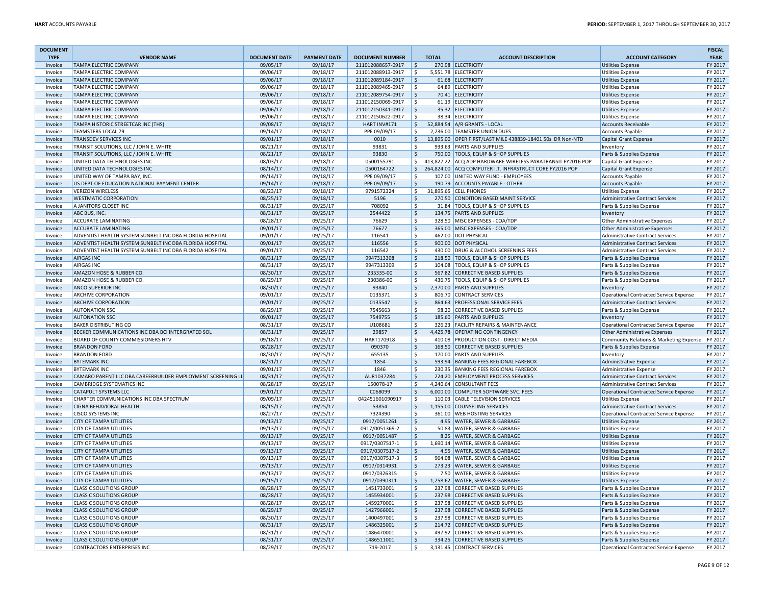| DOCUMENT TYPE | VENDOR NAME | DOCUMENT DATE | PAYMENT DATE | DOCUMENT NUMBER | TOTAL | ACCOUNT DESCRIPTION | ACCOUNT CATEGORY | FISCAL YEAR |
|---|---|---|---|---|---|---|---|---|
| Invoice | TAMPA ELECTRIC COMPANY | 09/05/17 | 09/18/17 | 211012088657-0917 | $ 270.98 | ELECTRICITY | Utilities Expense | FY 2017 |
| Invoice | TAMPA ELECTRIC COMPANY | 09/06/17 | 09/18/17 | 211012088913-0917 | $ 5,551.78 | ELECTRICITY | Utilities Expense | FY 2017 |
| Invoice | TAMPA ELECTRIC COMPANY | 09/06/17 | 09/18/17 | 211012089184-0917 | $ 61.68 | ELECTRICITY | Utilities Expense | FY 2017 |
| Invoice | TAMPA ELECTRIC COMPANY | 09/06/17 | 09/18/17 | 211012089465-0917 | $ 64.89 | ELECTRICITY | Utilities Expense | FY 2017 |
| Invoice | TAMPA ELECTRIC COMPANY | 09/06/17 | 09/18/17 | 211012089754-0917 | $ 70.41 | ELECTRICITY | Utilities Expense | FY 2017 |
| Invoice | TAMPA ELECTRIC COMPANY | 09/06/17 | 09/18/17 | 211012150069-0917 | $ 61.19 | ELECTRICITY | Utilities Expense | FY 2017 |
| Invoice | TAMPA ELECTRIC COMPANY | 09/06/17 | 09/18/17 | 211012150341-0917 | $ 35.32 | ELECTRICITY | Utilities Expense | FY 2017 |
| Invoice | TAMPA ELECTRIC COMPANY | 09/06/17 | 09/18/17 | 211012150622-0917 | $ 38.34 | ELECTRICITY | Utilities Expense | FY 2017 |
| Invoice | TAMPA HISTORIC STREETCAR INC (THS) | 09/08/17 | 09/18/17 | HART INV#171 | $ 52,884.54 | A/R GRANTS - LOCAL | Accounts Receivable | FY 2017 |
| Invoice | TEAMSTERS LOCAL 79 | 09/14/17 | 09/18/17 | PPE 09/09/17 | $ 2,236.00 | TEAMSTER UNION DUES | Accounts Payable | FY 2017 |
| Invoice | TRANSDEV SERVICES INC | 09/01/17 | 09/18/17 | 0010 | $ 13,895.00 | OPER FIRST/LAST MILE 438839-18401 50s DR Non-NTD | Capital Grant Expense | FY 2017 |
| Invoice | TRANSIT SOLUTIONS, LLC / JOHN E. WHITE | 08/21/17 | 09/18/17 | 93831 | $ 933.63 | PARTS AND SUPPLIES | Inventory | FY 2017 |
| Invoice | TRANSIT SOLUTIONS, LLC / JOHN E. WHITE | 08/21/17 | 09/18/17 | 93830 | $ 750.00 | TOOLS, EQUIP & SHOP SUPPLIES | Parts & Supplies Expense | FY 2017 |
| Invoice | UNITED DATA TECHNOLOGIES INC | 08/03/17 | 09/18/17 | 0500155791 | $ 413,827.22 | ACQ ADP HARDWARE WIRELESS PARATRANSIT FY2016 POP | Capital Grant Expense | FY 2017 |
| Invoice | UNITED DATA TECHNOLOGIES INC | 08/14/17 | 09/18/17 | 0500164722 | $ 264,824.00 | ACQ COMPUTER I.T. INFRASTRUCT CORE FY2016 POP | Capital Grant Expense | FY 2017 |
| Invoice | UNITED WAY OF TAMPA BAY, INC. | 09/14/17 | 09/18/17 | PPE 09/09/17 | $ 107.00 | UNITED WAY FUND - EMPLOYEES | Accounts Payable | FY 2017 |
| Invoice | US DEPT OF EDUCATION NATIONAL PAYMENT CENTER | 09/14/17 | 09/18/17 | PPE 09/09/17 | $ 190.79 | ACCOUNTS PAYABLE - OTHER | Accounts Payable | FY 2017 |
| Invoice | VERIZON WIRELESS | 08/23/17 | 09/18/17 | 9791572324 | $ 31,895.65 | CELL PHONES | Utilities Expense | FY 2017 |
| Invoice | WESTMATIC CORPORATION | 08/25/17 | 09/18/17 | 5196 | $ 270.50 | CONDITION BASED MAINT SERVICE | Administrative Contract Services | FY 2017 |
| Invoice | A JANITORS CLOSET INC | 08/31/17 | 09/25/17 | 708092 | $ 31.84 | TOOLS, EQUIP & SHOP SUPPLIES | Parts & Supplies Expense | FY 2017 |
| Invoice | ABC BUS, INC. | 08/31/17 | 09/25/17 | 2544422 | $ 134.75 | PARTS AND SUPPLIES | Inventory | FY 2017 |
| Invoice | ACCURATE LAMINATING | 08/28/17 | 09/25/17 | 76629 | $ 328.50 | MISC EXPENSES - COA/TDP | Other Administrative Expenses | FY 2017 |
| Invoice | ACCURATE LAMINATING | 09/01/17 | 09/25/17 | 76677 | $ 365.00 | MISC EXPENSES - COA/TDP | Other Administrative Expenses | FY 2017 |
| Invoice | ADVENTIST HEALTH SYSTEM SUNBELT INC DBA FLORIDA HOSPITAL | 09/01/17 | 09/25/17 | 116541 | $ 462.00 | DOT PHYSICAL | Administrative Contract Services | FY 2017 |
| Invoice | ADVENTIST HEALTH SYSTEM SUNBELT INC DBA FLORIDA HOSPITAL | 09/01/17 | 09/25/17 | 116556 | $ 900.00 | DOT PHYSICAL | Administrative Contract Services | FY 2017 |
| Invoice | ADVENTIST HEALTH SYSTEM SUNBELT INC DBA FLORIDA HOSPITAL | 09/01/17 | 09/25/17 | 116542 | $ 430.00 | DRUG & ALCOHOL SCREENING FEES | Administrative Contract Services | FY 2017 |
| Invoice | AIRGAS INC | 08/31/17 | 09/25/17 | 9947313308 | $ 218.50 | TOOLS, EQUIP & SHOP SUPPLIES | Parts & Supplies Expense | FY 2017 |
| Invoice | AIRGAS INC | 08/31/17 | 09/25/17 | 9947313309 | $ 104.08 | TOOLS, EQUIP & SHOP SUPPLIES | Parts & Supplies Expense | FY 2017 |
| Invoice | AMAZON HOSE & RUBBER CO. | 08/30/17 | 09/25/17 | 235335-00 | $ 567.82 | CORRECTIVE BASED SUPPLIES | Parts & Supplies Expense | FY 2017 |
| Invoice | AMAZON HOSE & RUBBER CO. | 08/29/17 | 09/25/17 | 230386-00 | $ 436.75 | TOOLS, EQUIP & SHOP SUPPLIES | Parts & Supplies Expense | FY 2017 |
| Invoice | ANCO SUPERIOR INC | 08/30/17 | 09/25/17 | 93840 | $ 2,370.00 | PARTS AND SUPPLIES | Inventory | FY 2017 |
| Invoice | ARCHIVE CORPORATION | 09/01/17 | 09/25/17 | 0135371 | $ 806.70 | CONTRACT SERVICES | Operational Contracted Service Expense | FY 2017 |
| Invoice | ARCHIVE CORPORATION | 09/01/17 | 09/25/17 | 0135547 | $ 864.63 | PROFESSIONAL SERVICE FEES | Administrative Contract Services | FY 2017 |
| Invoice | AUTONATION SSC | 08/29/17 | 09/25/17 | 7545663 | $ 98.20 | CORRECTIVE BASED SUPPLIES | Parts & Supplies Expense | FY 2017 |
| Invoice | AUTONATION SSC | 09/01/17 | 09/25/17 | 7549755 | $ 185.60 | PARTS AND SUPPLIES | Inventory | FY 2017 |
| Invoice | BAKER DISTRIBUTING CO | 08/31/17 | 09/25/17 | U108681 | $ 326.23 | FACILITY REPAIRS & MAINTENANCE | Operational Contracted Service Expense | FY 2017 |
| Invoice | BECKER COMMUNICATIONS INC DBA BCI INTERGRATED SOL | 08/31/17 | 09/25/17 | 29857 | $ 4,425.78 | OPERATING CONTINGENCY | Other Administrative Expenses | FY 2017 |
| Invoice | BOARD OF COUNTY COMMISSIONERS HTV | 09/18/17 | 09/25/17 | HART170918 | $ 410.08 | PRODUCTION COST - DIRECT MEDIA | Community Relations & Marketing Expense | FY 2017 |
| Invoice | BRANDON FORD | 08/28/17 | 09/25/17 | 090370 | $ 168.50 | CORRECTIVE BASED SUPPLIES | Parts & Supplies Expense | FY 2017 |
| Invoice | BRANDON FORD | 08/30/17 | 09/25/17 | 655135 | $ 170.00 | PARTS AND SUPPLIES | Inventory | FY 2017 |
| Invoice | BYTEMARK INC | 08/31/17 | 09/25/17 | 1854 | $ 593.94 | BANKING FEES REGIONAL FAREBOX | Administrative Expense | FY 2017 |
| Invoice | BYTEMARK INC | 09/01/17 | 09/25/17 | 1846 | $ 230.35 | BANKING FEES REGIONAL FAREBOX | Administrative Expense | FY 2017 |
| Invoice | CAMARO PARENT LLC DBA CAREERBUILDER EMPLOYMENT SCREENING LL | 08/31/17 | 09/25/17 | AUR1037284 | $ 224.20 | EMPLOYMENT PROCESS SERVICES | Administrative Contract Services | FY 2017 |
| Invoice | CAMBRIDGE SYSTEMATICS INC | 08/28/17 | 09/25/17 | 150078-17 | $ 4,240.64 | CONSULTANT FEES | Administrative Contract Services | FY 2017 |
| Invoice | CATAPULT SYSTEMS LLC | 09/01/17 | 09/25/17 | C068099 | $ 6,000.00 | COMPUTER SOFTWARE SVC. FEES | Operational Contracted Service Expense | FY 2017 |
| Invoice | CHARTER COMMUNICATIONS INC DBA SPECTRUM | 09/09/17 | 09/25/17 | 042451601090917 | $ 110.03 | CABLE TELEVISION SERVICES | Utilities Expense | FY 2017 |
| Invoice | CIGNA BEHAVIORAL HEALTH | 08/15/17 | 09/25/17 | 53854 | $ 1,155.00 | COUNSELING SERVICES | Administrative Contract Services | FY 2017 |
| Invoice | CISCO SYSTEMS INC | 08/27/17 | 09/25/17 | 7324390 | $ 361.00 | WEB HOSTING SERVICES | Operational Contracted Service Expense | FY 2017 |
| Invoice | CITY OF TAMPA UTILITIES | 09/13/17 | 09/25/17 | 0917/0051261 | $ 4.95 | WATER, SEWER & GARBAGE | Utilities Expense | FY 2017 |
| Invoice | CITY OF TAMPA UTILITIES | 09/13/17 | 09/25/17 | 0917/0051369-2 | $ 50.83 | WATER, SEWER & GARBAGE | Utilities Expense | FY 2017 |
| Invoice | CITY OF TAMPA UTILITIES | 09/13/17 | 09/25/17 | 0917/0051487 | $ 8.25 | WATER, SEWER & GARBAGE | Utilities Expense | FY 2017 |
| Invoice | CITY OF TAMPA UTILITIES | 09/13/17 | 09/25/17 | 0917/0307517-1 | $ 1,690.14 | WATER, SEWER & GARBAGE | Utilities Expense | FY 2017 |
| Invoice | CITY OF TAMPA UTILITIES | 09/13/17 | 09/25/17 | 0917/0307517-2 | $ 4.95 | WATER, SEWER & GARBAGE | Utilities Expense | FY 2017 |
| Invoice | CITY OF TAMPA UTILITIES | 09/13/17 | 09/25/17 | 0917/0307517-3 | $ 964.08 | WATER, SEWER & GARBAGE | Utilities Expense | FY 2017 |
| Invoice | CITY OF TAMPA UTILITIES | 09/13/17 | 09/25/17 | 0917/0314931 | $ 273.23 | WATER, SEWER & GARBAGE | Utilities Expense | FY 2017 |
| Invoice | CITY OF TAMPA UTILITIES | 09/13/17 | 09/25/17 | 0917/0326315 | $ 7.50 | WATER, SEWER & GARBAGE | Utilities Expense | FY 2017 |
| Invoice | CITY OF TAMPA UTILITIES | 09/15/17 | 09/25/17 | 0917/0390311 | $ 1,258.62 | WATER, SEWER & GARBAGE | Utilities Expense | FY 2017 |
| Invoice | CLASS C SOLUTIONS GROUP | 08/28/17 | 09/25/17 | 1451733001 | $ 237.98 | CORRECTIVE BASED SUPPLIES | Parts & Supplies Expense | FY 2017 |
| Invoice | CLASS C SOLUTIONS GROUP | 08/28/17 | 09/25/17 | 1455934001 | $ 237.98 | CORRECTIVE BASED SUPPLIES | Parts & Supplies Expense | FY 2017 |
| Invoice | CLASS C SOLUTIONS GROUP | 08/28/17 | 09/25/17 | 1459270001 | $ 237.98 | CORRECTIVE BASED SUPPLIES | Parts & Supplies Expense | FY 2017 |
| Invoice | CLASS C SOLUTIONS GROUP | 08/29/17 | 09/25/17 | 1427966001 | $ 237.98 | CORRECTIVE BASED SUPPLIES | Parts & Supplies Expense | FY 2017 |
| Invoice | CLASS C SOLUTIONS GROUP | 08/30/17 | 09/25/17 | 1400497001 | $ 237.98 | CORRECTIVE BASED SUPPLIES | Parts & Supplies Expense | FY 2017 |
| Invoice | CLASS C SOLUTIONS GROUP | 08/31/17 | 09/25/17 | 1486325001 | $ 214.72 | CORRECTIVE BASED SUPPLIES | Parts & Supplies Expense | FY 2017 |
| Invoice | CLASS C SOLUTIONS GROUP | 08/31/17 | 09/25/17 | 1486470001 | $ 497.92 | CORRECTIVE BASED SUPPLIES | Parts & Supplies Expense | FY 2017 |
| Invoice | CLASS C SOLUTIONS GROUP | 08/31/17 | 09/25/17 | 1486511001 | $ 334.25 | CORRECTIVE BASED SUPPLIES | Parts & Supplies Expense | FY 2017 |
| Invoice | CONTRACTORS ENTERPRISES INC | 08/29/17 | 09/25/17 | 719-2017 | $ 3,131.45 | CONTRACT SERVICES | Operational Contracted Service Expense | FY 2017 |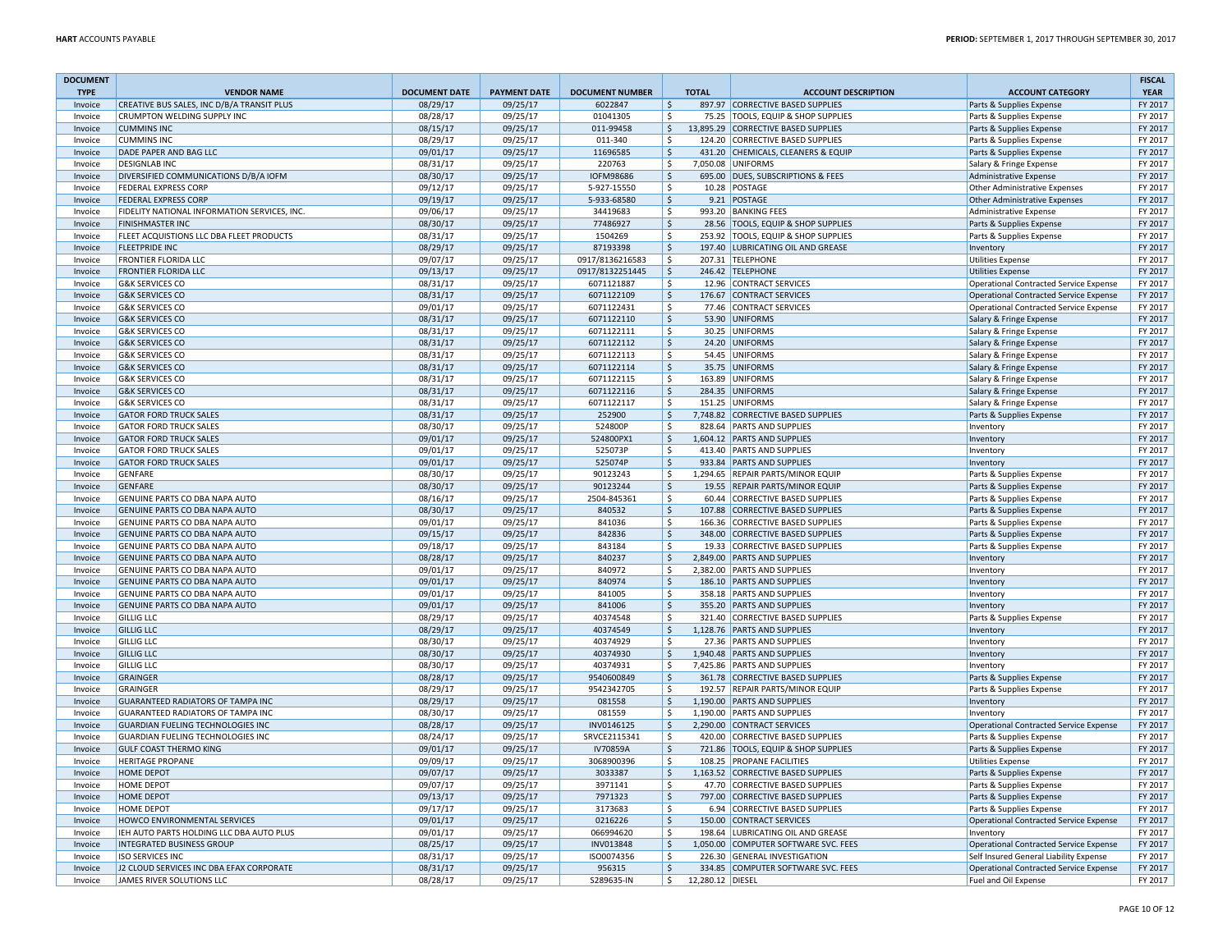| DOCUMENT TYPE | VENDOR NAME | DOCUMENT DATE | PAYMENT DATE | DOCUMENT NUMBER | TOTAL | ACCOUNT DESCRIPTION | ACCOUNT CATEGORY | FISCAL YEAR |
|---|---|---|---|---|---|---|---|---|
| Invoice | CREATIVE BUS SALES, INC D/B/A TRANSIT PLUS | 08/29/17 | 09/25/17 | 6022847 | $ 897.97 | CORRECTIVE BASED SUPPLIES | Parts & Supplies Expense | FY 2017 |
| Invoice | CRUMPTON WELDING SUPPLY INC | 08/28/17 | 09/25/17 | 01041305 | $ 75.25 | TOOLS, EQUIP & SHOP SUPPLIES | Parts & Supplies Expense | FY 2017 |
| Invoice | CUMMINS INC | 08/15/17 | 09/25/17 | 011-99458 | $ 13,895.29 | CORRECTIVE BASED SUPPLIES | Parts & Supplies Expense | FY 2017 |
| Invoice | CUMMINS INC | 08/29/17 | 09/25/17 | 011-340 | $ 124.20 | CORRECTIVE BASED SUPPLIES | Parts & Supplies Expense | FY 2017 |
| Invoice | DADE PAPER AND BAG LLC | 09/01/17 | 09/25/17 | 11696585 | $ 431.20 | CHEMICALS, CLEANERS & EQUIP | Parts & Supplies Expense | FY 2017 |
| Invoice | DESIGNLAB INC | 08/31/17 | 09/25/17 | 220763 | $ 7,050.08 | UNIFORMS | Salary & Fringe Expense | FY 2017 |
| Invoice | DIVERSIFIED COMMUNICATIONS D/B/A IOFM | 08/30/17 | 09/25/17 | IOFM98686 | $ 695.00 | DUES, SUBSCRIPTIONS & FEES | Administrative Expense | FY 2017 |
| Invoice | FEDERAL EXPRESS CORP | 09/12/17 | 09/25/17 | 5-927-15550 | $ 10.28 | POSTAGE | Other Administrative Expenses | FY 2017 |
| Invoice | FEDERAL EXPRESS CORP | 09/19/17 | 09/25/17 | 5-933-68580 | $ 9.21 | POSTAGE | Other Administrative Expenses | FY 2017 |
| Invoice | FIDELITY NATIONAL INFORMATION SERVICES, INC. | 09/06/17 | 09/25/17 | 34419683 | $ 993.20 | BANKING FEES | Administrative Expense | FY 2017 |
| Invoice | FINISHMASTER INC | 08/30/17 | 09/25/17 | 77486927 | $ 28.56 | TOOLS, EQUIP & SHOP SUPPLIES | Parts & Supplies Expense | FY 2017 |
| Invoice | FLEET ACQUISTIONS LLC DBA FLEET PRODUCTS | 08/31/17 | 09/25/17 | 1504269 | $ 253.92 | TOOLS, EQUIP & SHOP SUPPLIES | Parts & Supplies Expense | FY 2017 |
| Invoice | FLEETPRIDE INC | 08/29/17 | 09/25/17 | 87193398 | $ 197.40 | LUBRICATING OIL AND GREASE | Inventory | FY 2017 |
| Invoice | FRONTIER FLORIDA LLC | 09/07/17 | 09/25/17 | 0917/8136216583 | $ 207.31 | TELEPHONE | Utilities Expense | FY 2017 |
| Invoice | FRONTIER FLORIDA LLC | 09/13/17 | 09/25/17 | 0917/8132251445 | $ 246.42 | TELEPHONE | Utilities Expense | FY 2017 |
| Invoice | G&K SERVICES CO | 08/31/17 | 09/25/17 | 6071121887 | $ 12.96 | CONTRACT SERVICES | Operational Contracted Service Expense | FY 2017 |
| Invoice | G&K SERVICES CO | 08/31/17 | 09/25/17 | 6071122109 | $ 176.67 | CONTRACT SERVICES | Operational Contracted Service Expense | FY 2017 |
| Invoice | G&K SERVICES CO | 09/01/17 | 09/25/17 | 6071122431 | $ 77.46 | CONTRACT SERVICES | Operational Contracted Service Expense | FY 2017 |
| Invoice | G&K SERVICES CO | 08/31/17 | 09/25/17 | 6071122110 | $ 53.90 | UNIFORMS | Salary & Fringe Expense | FY 2017 |
| Invoice | G&K SERVICES CO | 08/31/17 | 09/25/17 | 6071122111 | $ 30.25 | UNIFORMS | Salary & Fringe Expense | FY 2017 |
| Invoice | G&K SERVICES CO | 08/31/17 | 09/25/17 | 6071122112 | $ 24.20 | UNIFORMS | Salary & Fringe Expense | FY 2017 |
| Invoice | G&K SERVICES CO | 08/31/17 | 09/25/17 | 6071122113 | $ 54.45 | UNIFORMS | Salary & Fringe Expense | FY 2017 |
| Invoice | G&K SERVICES CO | 08/31/17 | 09/25/17 | 6071122114 | $ 35.75 | UNIFORMS | Salary & Fringe Expense | FY 2017 |
| Invoice | G&K SERVICES CO | 08/31/17 | 09/25/17 | 6071122115 | $ 163.89 | UNIFORMS | Salary & Fringe Expense | FY 2017 |
| Invoice | G&K SERVICES CO | 08/31/17 | 09/25/17 | 6071122116 | $ 284.35 | UNIFORMS | Salary & Fringe Expense | FY 2017 |
| Invoice | G&K SERVICES CO | 08/31/17 | 09/25/17 | 6071122117 | $ 151.25 | UNIFORMS | Salary & Fringe Expense | FY 2017 |
| Invoice | GATOR FORD TRUCK SALES | 08/31/17 | 09/25/17 | 252900 | $ 7,748.82 | CORRECTIVE BASED SUPPLIES | Parts & Supplies Expense | FY 2017 |
| Invoice | GATOR FORD TRUCK SALES | 08/30/17 | 09/25/17 | 524800P | $ 828.64 | PARTS AND SUPPLIES | Inventory | FY 2017 |
| Invoice | GATOR FORD TRUCK SALES | 09/01/17 | 09/25/17 | 524800PX1 | $ 1,604.12 | PARTS AND SUPPLIES | Inventory | FY 2017 |
| Invoice | GATOR FORD TRUCK SALES | 09/01/17 | 09/25/17 | 525073P | $ 413.40 | PARTS AND SUPPLIES | Inventory | FY 2017 |
| Invoice | GATOR FORD TRUCK SALES | 09/01/17 | 09/25/17 | 525074P | $ 933.84 | PARTS AND SUPPLIES | Inventory | FY 2017 |
| Invoice | GENFARE | 08/30/17 | 09/25/17 | 90123243 | $ 1,294.65 | REPAIR PARTS/MINOR EQUIP | Parts & Supplies Expense | FY 2017 |
| Invoice | GENFARE | 08/30/17 | 09/25/17 | 90123244 | $ 19.55 | REPAIR PARTS/MINOR EQUIP | Parts & Supplies Expense | FY 2017 |
| Invoice | GENUINE PARTS CO DBA NAPA AUTO | 08/16/17 | 09/25/17 | 2504-845361 | $ 60.44 | CORRECTIVE BASED SUPPLIES | Parts & Supplies Expense | FY 2017 |
| Invoice | GENUINE PARTS CO DBA NAPA AUTO | 08/30/17 | 09/25/17 | 840532 | $ 107.88 | CORRECTIVE BASED SUPPLIES | Parts & Supplies Expense | FY 2017 |
| Invoice | GENUINE PARTS CO DBA NAPA AUTO | 09/01/17 | 09/25/17 | 841036 | $ 166.36 | CORRECTIVE BASED SUPPLIES | Parts & Supplies Expense | FY 2017 |
| Invoice | GENUINE PARTS CO DBA NAPA AUTO | 09/15/17 | 09/25/17 | 842836 | $ 348.00 | CORRECTIVE BASED SUPPLIES | Parts & Supplies Expense | FY 2017 |
| Invoice | GENUINE PARTS CO DBA NAPA AUTO | 09/18/17 | 09/25/17 | 843184 | $ 19.33 | CORRECTIVE BASED SUPPLIES | Parts & Supplies Expense | FY 2017 |
| Invoice | GENUINE PARTS CO DBA NAPA AUTO | 08/28/17 | 09/25/17 | 840237 | $ 2,849.00 | PARTS AND SUPPLIES | Inventory | FY 2017 |
| Invoice | GENUINE PARTS CO DBA NAPA AUTO | 09/01/17 | 09/25/17 | 840972 | $ 2,382.00 | PARTS AND SUPPLIES | Inventory | FY 2017 |
| Invoice | GENUINE PARTS CO DBA NAPA AUTO | 09/01/17 | 09/25/17 | 840974 | $ 186.10 | PARTS AND SUPPLIES | Inventory | FY 2017 |
| Invoice | GENUINE PARTS CO DBA NAPA AUTO | 09/01/17 | 09/25/17 | 841005 | $ 358.18 | PARTS AND SUPPLIES | Inventory | FY 2017 |
| Invoice | GENUINE PARTS CO DBA NAPA AUTO | 09/01/17 | 09/25/17 | 841006 | $ 355.20 | PARTS AND SUPPLIES | Inventory | FY 2017 |
| Invoice | GILLIG LLC | 08/29/17 | 09/25/17 | 40374548 | $ 321.40 | CORRECTIVE BASED SUPPLIES | Parts & Supplies Expense | FY 2017 |
| Invoice | GILLIG LLC | 08/29/17 | 09/25/17 | 40374549 | $ 1,128.76 | PARTS AND SUPPLIES | Inventory | FY 2017 |
| Invoice | GILLIG LLC | 08/30/17 | 09/25/17 | 40374929 | $ 27.36 | PARTS AND SUPPLIES | Inventory | FY 2017 |
| Invoice | GILLIG LLC | 08/30/17 | 09/25/17 | 40374930 | $ 1,940.48 | PARTS AND SUPPLIES | Inventory | FY 2017 |
| Invoice | GILLIG LLC | 08/30/17 | 09/25/17 | 40374931 | $ 7,425.86 | PARTS AND SUPPLIES | Inventory | FY 2017 |
| Invoice | GRAINGER | 08/28/17 | 09/25/17 | 9540600849 | $ 361.78 | CORRECTIVE BASED SUPPLIES | Parts & Supplies Expense | FY 2017 |
| Invoice | GRAINGER | 08/29/17 | 09/25/17 | 9542342705 | $ 192.57 | REPAIR PARTS/MINOR EQUIP | Parts & Supplies Expense | FY 2017 |
| Invoice | GUARANTEED RADIATORS OF TAMPA INC | 08/29/17 | 09/25/17 | 081558 | $ 1,190.00 | PARTS AND SUPPLIES | Inventory | FY 2017 |
| Invoice | GUARANTEED RADIATORS OF TAMPA INC | 08/30/17 | 09/25/17 | 081559 | $ 1,190.00 | PARTS AND SUPPLIES | Inventory | FY 2017 |
| Invoice | GUARDIAN FUELING TECHNOLOGIES INC | 08/28/17 | 09/25/17 | INV0146125 | $ 2,290.00 | CONTRACT SERVICES | Operational Contracted Service Expense | FY 2017 |
| Invoice | GUARDIAN FUELING TECHNOLOGIES INC | 08/24/17 | 09/25/17 | SRVCE2115341 | $ 420.00 | CORRECTIVE BASED SUPPLIES | Parts & Supplies Expense | FY 2017 |
| Invoice | GULF COAST THERMO KING | 09/01/17 | 09/25/17 | IV70859A | $ 721.86 | TOOLS, EQUIP & SHOP SUPPLIES | Parts & Supplies Expense | FY 2017 |
| Invoice | HERITAGE PROPANE | 09/09/17 | 09/25/17 | 3068900396 | $ 108.25 | PROPANE FACILITIES | Utilities Expense | FY 2017 |
| Invoice | HOME DEPOT | 09/07/17 | 09/25/17 | 3033387 | $ 1,163.52 | CORRECTIVE BASED SUPPLIES | Parts & Supplies Expense | FY 2017 |
| Invoice | HOME DEPOT | 09/07/17 | 09/25/17 | 3971141 | $ 47.70 | CORRECTIVE BASED SUPPLIES | Parts & Supplies Expense | FY 2017 |
| Invoice | HOME DEPOT | 09/13/17 | 09/25/17 | 7971323 | $ 797.00 | CORRECTIVE BASED SUPPLIES | Parts & Supplies Expense | FY 2017 |
| Invoice | HOME DEPOT | 09/17/17 | 09/25/17 | 3173683 | $ 6.94 | CORRECTIVE BASED SUPPLIES | Parts & Supplies Expense | FY 2017 |
| Invoice | HOWCO ENVIRONMENTAL SERVICES | 09/01/17 | 09/25/17 | 0216226 | $ 150.00 | CONTRACT SERVICES | Operational Contracted Service Expense | FY 2017 |
| Invoice | IEH AUTO PARTS HOLDING LLC DBA AUTO PLUS | 09/01/17 | 09/25/17 | 066994620 | $ 198.64 | LUBRICATING OIL AND GREASE | Inventory | FY 2017 |
| Invoice | INTEGRATED BUSINESS GROUP | 08/25/17 | 09/25/17 | INV013848 | $ 1,050.00 | COMPUTER SOFTWARE SVC. FEES | Operational Contracted Service Expense | FY 2017 |
| Invoice | ISO SERVICES INC | 08/31/17 | 09/25/17 | ISO0074356 | $ 226.30 | GENERAL INVESTIGATION | Self Insured General Liability Expense | FY 2017 |
| Invoice | J2 CLOUD SERVICES INC DBA EFAX CORPORATE | 08/31/17 | 09/25/17 | 956315 | $ 334.85 | COMPUTER SOFTWARE SVC. FEES | Operational Contracted Service Expense | FY 2017 |
| Invoice | JAMES RIVER SOLUTIONS LLC | 08/28/17 | 09/25/17 | S289635-IN | $ 12,280.12 | DIESEL | Fuel and Oil Expense | FY 2017 |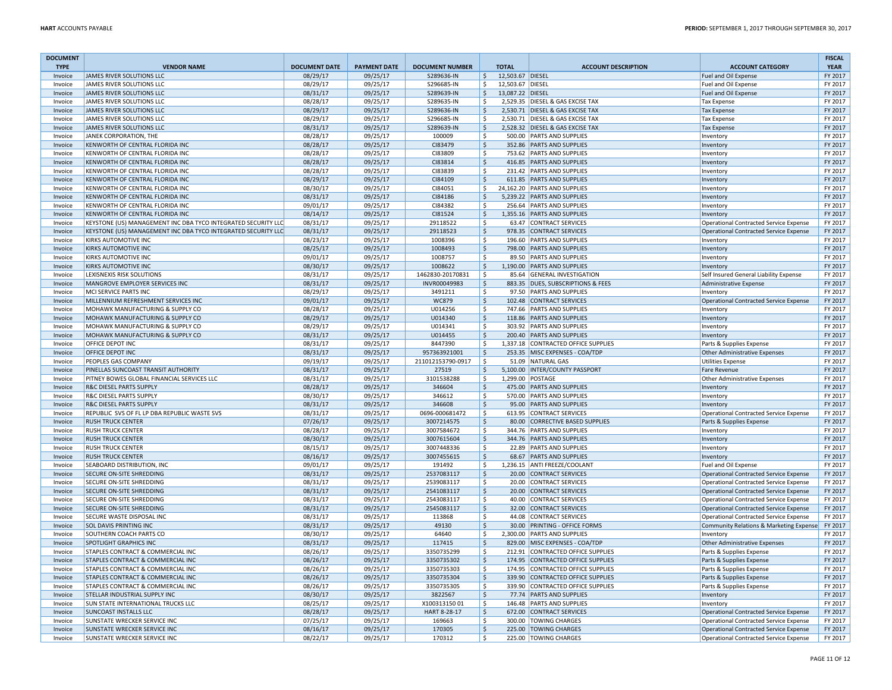| DOCUMENT TYPE | VENDOR NAME | DOCUMENT DATE | PAYMENT DATE | DOCUMENT NUMBER | TOTAL | ACCOUNT DESCRIPTION | ACCOUNT CATEGORY | FISCAL YEAR |
|---|---|---|---|---|---|---|---|---|
| Invoice | JAMES RIVER SOLUTIONS LLC | 08/29/17 | 09/25/17 | S289636-IN | $ 12,503.67 | DIESEL | Fuel and Oil Expense | FY 2017 |
| Invoice | JAMES RIVER SOLUTIONS LLC | 08/29/17 | 09/25/17 | S296685-IN | $ 12,503.67 | DIESEL | Fuel and Oil Expense | FY 2017 |
| Invoice | JAMES RIVER SOLUTIONS LLC | 08/31/17 | 09/25/17 | S289639-IN | $ 13,087.22 | DIESEL | Fuel and Oil Expense | FY 2017 |
| Invoice | JAMES RIVER SOLUTIONS LLC | 08/28/17 | 09/25/17 | S289635-IN | $ 2,529.35 | DIESEL & GAS EXCISE TAX | Tax Expense | FY 2017 |
| Invoice | JAMES RIVER SOLUTIONS LLC | 08/29/17 | 09/25/17 | S289636-IN | $ 2,530.71 | DIESEL & GAS EXCISE TAX | Tax Expense | FY 2017 |
| Invoice | JAMES RIVER SOLUTIONS LLC | 08/29/17 | 09/25/17 | S296685-IN | $ 2,530.71 | DIESEL & GAS EXCISE TAX | Tax Expense | FY 2017 |
| Invoice | JAMES RIVER SOLUTIONS LLC | 08/31/17 | 09/25/17 | S289639-IN | $ 2,528.32 | DIESEL & GAS EXCISE TAX | Tax Expense | FY 2017 |
| Invoice | JANEK CORPORATION, THE | 08/28/17 | 09/25/17 | 100009 | $ 500.00 | PARTS AND SUPPLIES | Inventory | FY 2017 |
| Invoice | KENWORTH OF CENTRAL FLORIDA INC | 08/28/17 | 09/25/17 | CI83479 | $ 352.86 | PARTS AND SUPPLIES | Inventory | FY 2017 |
| Invoice | KENWORTH OF CENTRAL FLORIDA INC | 08/28/17 | 09/25/17 | CI83809 | $ 753.62 | PARTS AND SUPPLIES | Inventory | FY 2017 |
| Invoice | KENWORTH OF CENTRAL FLORIDA INC | 08/28/17 | 09/25/17 | CI83814 | $ 416.85 | PARTS AND SUPPLIES | Inventory | FY 2017 |
| Invoice | KENWORTH OF CENTRAL FLORIDA INC | 08/28/17 | 09/25/17 | CI83839 | $ 231.42 | PARTS AND SUPPLIES | Inventory | FY 2017 |
| Invoice | KENWORTH OF CENTRAL FLORIDA INC | 08/29/17 | 09/25/17 | CI84109 | $ 611.85 | PARTS AND SUPPLIES | Inventory | FY 2017 |
| Invoice | KENWORTH OF CENTRAL FLORIDA INC | 08/30/17 | 09/25/17 | CI84051 | $ 24,162.20 | PARTS AND SUPPLIES | Inventory | FY 2017 |
| Invoice | KENWORTH OF CENTRAL FLORIDA INC | 08/31/17 | 09/25/17 | CI84186 | $ 5,239.22 | PARTS AND SUPPLIES | Inventory | FY 2017 |
| Invoice | KENWORTH OF CENTRAL FLORIDA INC | 09/01/17 | 09/25/17 | CI84382 | $ 256.64 | PARTS AND SUPPLIES | Inventory | FY 2017 |
| Invoice | KENWORTH OF CENTRAL FLORIDA INC | 08/14/17 | 09/25/17 | CI81524 | $ 1,355.16 | PARTS AND SUPPLIES | Inventory | FY 2017 |
| Invoice | KEYSTONE (US) MANAGEMENT INC DBA TYCO INTEGRATED SECURITY LLC | 08/31/17 | 09/25/17 | 29118522 | $ 63.47 | CONTRACT SERVICES | Operational Contracted Service Expense | FY 2017 |
| Invoice | KEYSTONE (US) MANAGEMENT INC DBA TYCO INTEGRATED SECURITY LLC | 08/31/17 | 09/25/17 | 29118523 | $ 978.35 | CONTRACT SERVICES | Operational Contracted Service Expense | FY 2017 |
| Invoice | KIRKS AUTOMOTIVE INC | 08/23/17 | 09/25/17 | 1008396 | $ 196.60 | PARTS AND SUPPLIES | Inventory | FY 2017 |
| Invoice | KIRKS AUTOMOTIVE INC | 08/25/17 | 09/25/17 | 1008493 | $ 798.00 | PARTS AND SUPPLIES | Inventory | FY 2017 |
| Invoice | KIRKS AUTOMOTIVE INC | 09/01/17 | 09/25/17 | 1008757 | $ 89.50 | PARTS AND SUPPLIES | Inventory | FY 2017 |
| Invoice | KIRKS AUTOMOTIVE INC | 08/30/17 | 09/25/17 | 1008622 | $ 1,190.00 | PARTS AND SUPPLIES | Inventory | FY 2017 |
| Invoice | LEXISNEXIS RISK SOLUTIONS | 08/31/17 | 09/25/17 | 1462830-20170831 | $ 85.64 | GENERAL INVESTIGATION | Self Insured General Liability Expense | FY 2017 |
| Invoice | MANGROVE EMPLOYER SERVICES INC | 08/31/17 | 09/25/17 | INVR00049983 | $ 883.35 | DUES, SUBSCRIPTIONS & FEES | Administrative Expense | FY 2017 |
| Invoice | MCI SERVICE PARTS INC | 08/29/17 | 09/25/17 | 3491211 | $ 97.50 | PARTS AND SUPPLIES | Inventory | FY 2017 |
| Invoice | MILLENNIUM REFRESHMENT SERVICES INC | 09/01/17 | 09/25/17 | WC879 | $ 102.48 | CONTRACT SERVICES | Operational Contracted Service Expense | FY 2017 |
| Invoice | MOHAWK MANUFACTURING & SUPPLY CO | 08/28/17 | 09/25/17 | U014256 | $ 747.66 | PARTS AND SUPPLIES | Inventory | FY 2017 |
| Invoice | MOHAWK MANUFACTURING & SUPPLY CO | 08/29/17 | 09/25/17 | U014340 | $ 118.86 | PARTS AND SUPPLIES | Inventory | FY 2017 |
| Invoice | MOHAWK MANUFACTURING & SUPPLY CO | 08/29/17 | 09/25/17 | U014341 | $ 303.92 | PARTS AND SUPPLIES | Inventory | FY 2017 |
| Invoice | MOHAWK MANUFACTURING & SUPPLY CO | 08/31/17 | 09/25/17 | U014455 | $ 200.40 | PARTS AND SUPPLIES | Inventory | FY 2017 |
| Invoice | OFFICE DEPOT INC | 08/31/17 | 09/25/17 | 8447390 | $ 1,337.18 | CONTRACTED OFFICE SUPPLIES | Parts & Supplies Expense | FY 2017 |
| Invoice | OFFICE DEPOT INC | 08/31/17 | 09/25/17 | 957363921001 | $ 253.35 | MISC EXPENSES - COA/TDP | Other Administrative Expenses | FY 2017 |
| Invoice | PEOPLES GAS COMPANY | 09/19/17 | 09/25/17 | 211012153790-0917 | $ 51.09 | NATURAL GAS | Utilities Expense | FY 2017 |
| Invoice | PINELLAS SUNCOAST TRANSIT AUTHORITY | 08/31/17 | 09/25/17 | 27519 | $ 5,100.00 | INTER/COUNTY PASSPORT | Fare Revenue | FY 2017 |
| Invoice | PITNEY BOWES GLOBAL FINANCIAL SERVICES LLC | 08/31/17 | 09/25/17 | 3101538288 | $ 1,299.00 | POSTAGE | Other Administrative Expenses | FY 2017 |
| Invoice | R&C DIESEL PARTS SUPPLY | 08/28/17 | 09/25/17 | 346604 | $ 475.00 | PARTS AND SUPPLIES | Inventory | FY 2017 |
| Invoice | R&C DIESEL PARTS SUPPLY | 08/30/17 | 09/25/17 | 346612 | $ 570.00 | PARTS AND SUPPLIES | Inventory | FY 2017 |
| Invoice | R&C DIESEL PARTS SUPPLY | 08/31/17 | 09/25/17 | 346608 | $ 95.00 | PARTS AND SUPPLIES | Inventory | FY 2017 |
| Invoice | REPUBLIC SVS OF FL LP DBA REPUBLIC WASTE SVS | 08/31/17 | 09/25/17 | 0696-000681472 | $ 613.95 | CONTRACT SERVICES | Operational Contracted Service Expense | FY 2017 |
| Invoice | RUSH TRUCK CENTER | 07/26/17 | 09/25/17 | 3007214575 | $ 80.00 | CORRECTIVE BASED SUPPLIES | Parts & Supplies Expense | FY 2017 |
| Invoice | RUSH TRUCK CENTER | 08/28/17 | 09/25/17 | 3007584672 | $ 344.76 | PARTS AND SUPPLIES | Inventory | FY 2017 |
| Invoice | RUSH TRUCK CENTER | 08/30/17 | 09/25/17 | 3007615604 | $ 344.76 | PARTS AND SUPPLIES | Inventory | FY 2017 |
| Invoice | RUSH TRUCK CENTER | 08/15/17 | 09/25/17 | 3007448336 | $ 22.89 | PARTS AND SUPPLIES | Inventory | FY 2017 |
| Invoice | RUSH TRUCK CENTER | 08/16/17 | 09/25/17 | 3007455615 | $ 68.67 | PARTS AND SUPPLIES | Inventory | FY 2017 |
| Invoice | SEABOARD DISTRIBUTION, INC | 09/01/17 | 09/25/17 | 191492 | $ 1,236.15 | ANTI FREEZE/COOLANT | Fuel and Oil Expense | FY 2017 |
| Invoice | SECURE ON-SITE SHREDDING | 08/31/17 | 09/25/17 | 2537083117 | $ 20.00 | CONTRACT SERVICES | Operational Contracted Service Expense | FY 2017 |
| Invoice | SECURE ON-SITE SHREDDING | 08/31/17 | 09/25/17 | 2539083117 | $ 20.00 | CONTRACT SERVICES | Operational Contracted Service Expense | FY 2017 |
| Invoice | SECURE ON-SITE SHREDDING | 08/31/17 | 09/25/17 | 2541083117 | $ 20.00 | CONTRACT SERVICES | Operational Contracted Service Expense | FY 2017 |
| Invoice | SECURE ON-SITE SHREDDING | 08/31/17 | 09/25/17 | 2543083117 | $ 40.00 | CONTRACT SERVICES | Operational Contracted Service Expense | FY 2017 |
| Invoice | SECURE ON-SITE SHREDDING | 08/31/17 | 09/25/17 | 2545083117 | $ 32.00 | CONTRACT SERVICES | Operational Contracted Service Expense | FY 2017 |
| Invoice | SECURE WASTE DISPOSAL INC | 08/31/17 | 09/25/17 | 113868 | $ 44.08 | CONTRACT SERVICES | Operational Contracted Service Expense | FY 2017 |
| Invoice | SOL DAVIS PRINTING INC | 08/31/17 | 09/25/17 | 49130 | $ 30.00 | PRINTING - OFFICE FORMS | Community Relations & Marketing Expense | FY 2017 |
| Invoice | SOUTHERN COACH PARTS CO | 08/30/17 | 09/25/17 | 64640 | $ 2,300.00 | PARTS AND SUPPLIES | Inventory | FY 2017 |
| Invoice | SPOTLIGHT GRAPHICS INC | 08/31/17 | 09/25/17 | 117415 | $ 829.00 | MISC EXPENSES - COA/TDP | Other Administrative Expenses | FY 2017 |
| Invoice | STAPLES CONTRACT & COMMERCIAL INC | 08/26/17 | 09/25/17 | 3350735299 | $ 212.91 | CONTRACTED OFFICE SUPPLIES | Parts & Supplies Expense | FY 2017 |
| Invoice | STAPLES CONTRACT & COMMERCIAL INC | 08/26/17 | 09/25/17 | 3350735302 | $ 174.95 | CONTRACTED OFFICE SUPPLIES | Parts & Supplies Expense | FY 2017 |
| Invoice | STAPLES CONTRACT & COMMERCIAL INC | 08/26/17 | 09/25/17 | 3350735303 | $ 174.95 | CONTRACTED OFFICE SUPPLIES | Parts & Supplies Expense | FY 2017 |
| Invoice | STAPLES CONTRACT & COMMERCIAL INC | 08/26/17 | 09/25/17 | 3350735304 | $ 339.90 | CONTRACTED OFFICE SUPPLIES | Parts & Supplies Expense | FY 2017 |
| Invoice | STAPLES CONTRACT & COMMERCIAL INC | 08/26/17 | 09/25/17 | 3350735305 | $ 339.90 | CONTRACTED OFFICE SUPPLIES | Parts & Supplies Expense | FY 2017 |
| Invoice | STELLAR INDUSTRIAL SUPPLY INC | 08/30/17 | 09/25/17 | 3822567 | $ 77.74 | PARTS AND SUPPLIES | Inventory | FY 2017 |
| Invoice | SUN STATE INTERNATIONAL TRUCKS LLC | 08/25/17 | 09/25/17 | X100313150 01 | $ 146.48 | PARTS AND SUPPLIES | Inventory | FY 2017 |
| Invoice | SUNCOAST INSTALLS LLC | 08/28/17 | 09/25/17 | HART 8-28-17 | $ 672.00 | CONTRACT SERVICES | Operational Contracted Service Expense | FY 2017 |
| Invoice | SUNSTATE WRECKER SERVICE INC | 07/25/17 | 09/25/17 | 169663 | $ 300.00 | TOWING CHARGES | Operational Contracted Service Expense | FY 2017 |
| Invoice | SUNSTATE WRECKER SERVICE INC | 08/16/17 | 09/25/17 | 170305 | $ 225.00 | TOWING CHARGES | Operational Contracted Service Expense | FY 2017 |
| Invoice | SUNSTATE WRECKER SERVICE INC | 08/22/17 | 09/25/17 | 170312 | $ 225.00 | TOWING CHARGES | Operational Contracted Service Expense | FY 2017 |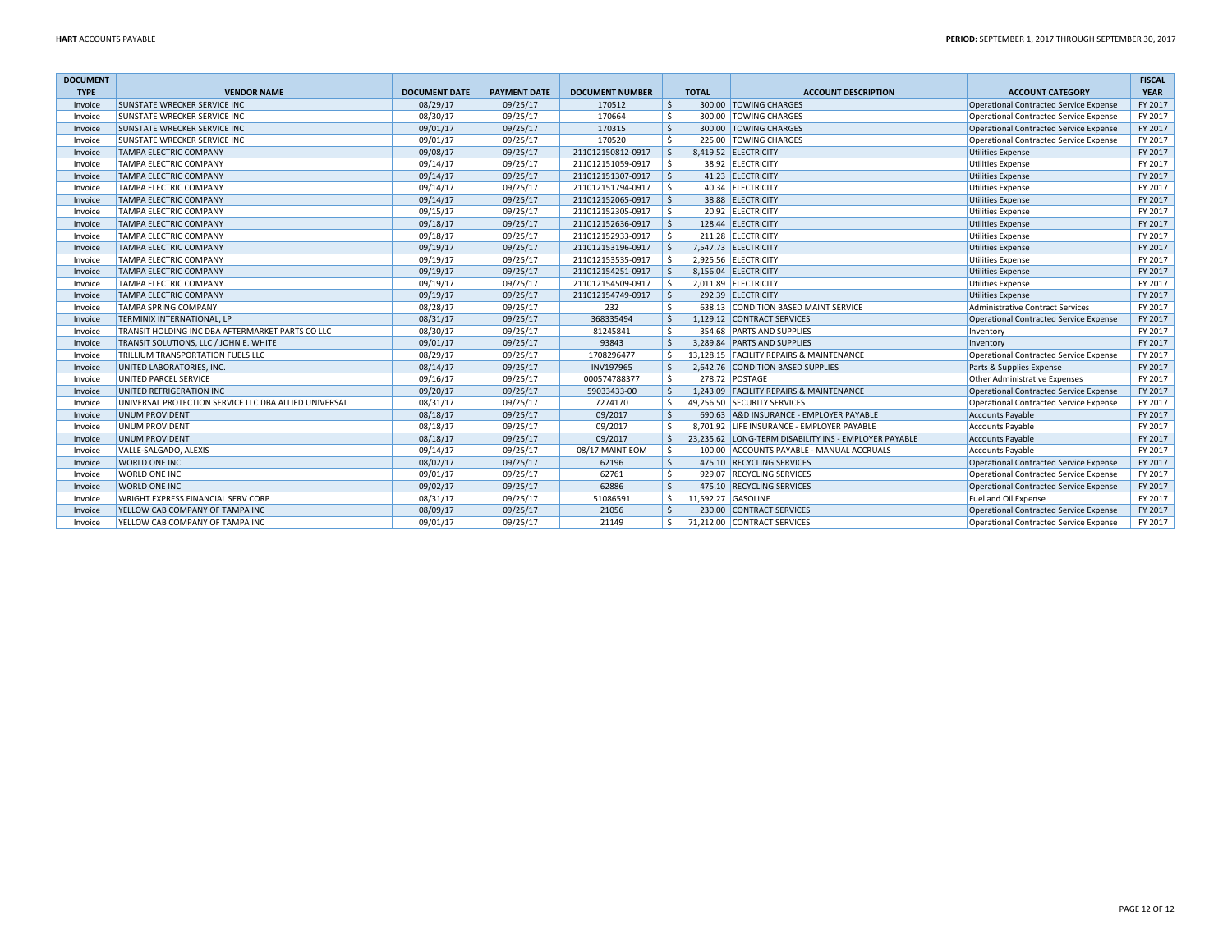| DOCUMENT TYPE | VENDOR NAME | DOCUMENT DATE | PAYMENT DATE | DOCUMENT NUMBER | TOTAL | ACCOUNT DESCRIPTION | ACCOUNT CATEGORY | FISCAL YEAR |
|---|---|---|---|---|---|---|---|---|
| Invoice | SUNSTATE WRECKER SERVICE INC | 08/29/17 | 09/25/17 | 170512 | $ 300.00 | TOWING CHARGES | Operational Contracted Service Expense | FY 2017 |
| Invoice | SUNSTATE WRECKER SERVICE INC | 08/30/17 | 09/25/17 | 170664 | $ 300.00 | TOWING CHARGES | Operational Contracted Service Expense | FY 2017 |
| Invoice | SUNSTATE WRECKER SERVICE INC | 09/01/17 | 09/25/17 | 170315 | $ 300.00 | TOWING CHARGES | Operational Contracted Service Expense | FY 2017 |
| Invoice | SUNSTATE WRECKER SERVICE INC | 09/01/17 | 09/25/17 | 170520 | $ 225.00 | TOWING CHARGES | Operational Contracted Service Expense | FY 2017 |
| Invoice | TAMPA ELECTRIC COMPANY | 09/08/17 | 09/25/17 | 211012150812-0917 | $ 8,419.52 | ELECTRICITY | Utilities Expense | FY 2017 |
| Invoice | TAMPA ELECTRIC COMPANY | 09/14/17 | 09/25/17 | 211012151059-0917 | $ 38.92 | ELECTRICITY | Utilities Expense | FY 2017 |
| Invoice | TAMPA ELECTRIC COMPANY | 09/14/17 | 09/25/17 | 211012151307-0917 | $ 41.23 | ELECTRICITY | Utilities Expense | FY 2017 |
| Invoice | TAMPA ELECTRIC COMPANY | 09/14/17 | 09/25/17 | 211012151794-0917 | $ 40.34 | ELECTRICITY | Utilities Expense | FY 2017 |
| Invoice | TAMPA ELECTRIC COMPANY | 09/14/17 | 09/25/17 | 211012152065-0917 | $ 38.88 | ELECTRICITY | Utilities Expense | FY 2017 |
| Invoice | TAMPA ELECTRIC COMPANY | 09/15/17 | 09/25/17 | 211012152305-0917 | $ 20.92 | ELECTRICITY | Utilities Expense | FY 2017 |
| Invoice | TAMPA ELECTRIC COMPANY | 09/18/17 | 09/25/17 | 211012152636-0917 | $ 128.44 | ELECTRICITY | Utilities Expense | FY 2017 |
| Invoice | TAMPA ELECTRIC COMPANY | 09/18/17 | 09/25/17 | 211012152933-0917 | $ 211.28 | ELECTRICITY | Utilities Expense | FY 2017 |
| Invoice | TAMPA ELECTRIC COMPANY | 09/19/17 | 09/25/17 | 211012153196-0917 | $ 7,547.73 | ELECTRICITY | Utilities Expense | FY 2017 |
| Invoice | TAMPA ELECTRIC COMPANY | 09/19/17 | 09/25/17 | 211012153535-0917 | $ 2,925.56 | ELECTRICITY | Utilities Expense | FY 2017 |
| Invoice | TAMPA ELECTRIC COMPANY | 09/19/17 | 09/25/17 | 211012154251-0917 | $ 8,156.04 | ELECTRICITY | Utilities Expense | FY 2017 |
| Invoice | TAMPA ELECTRIC COMPANY | 09/19/17 | 09/25/17 | 211012154509-0917 | $ 2,011.89 | ELECTRICITY | Utilities Expense | FY 2017 |
| Invoice | TAMPA ELECTRIC COMPANY | 09/19/17 | 09/25/17 | 211012154749-0917 | $ 292.39 | ELECTRICITY | Utilities Expense | FY 2017 |
| Invoice | TAMPA SPRING COMPANY | 08/28/17 | 09/25/17 | 232 | $ 638.13 | CONDITION BASED MAINT SERVICE | Administrative Contract Services | FY 2017 |
| Invoice | TERMINIX INTERNATIONAL, LP | 08/31/17 | 09/25/17 | 368335494 | $ 1,129.12 | CONTRACT SERVICES | Operational Contracted Service Expense | FY 2017 |
| Invoice | TRANSIT HOLDING INC DBA AFTERMARKET PARTS CO LLC | 08/30/17 | 09/25/17 | 81245841 | $ 354.68 | PARTS AND SUPPLIES | Inventory | FY 2017 |
| Invoice | TRANSIT SOLUTIONS, LLC / JOHN E. WHITE | 09/01/17 | 09/25/17 | 93843 | $ 3,289.84 | PARTS AND SUPPLIES | Inventory | FY 2017 |
| Invoice | TRILLIUM TRANSPORTATION FUELS LLC | 08/29/17 | 09/25/17 | 1708296477 | $ 13,128.15 | FACILITY REPAIRS & MAINTENANCE | Operational Contracted Service Expense | FY 2017 |
| Invoice | UNITED LABORATORIES, INC. | 08/14/17 | 09/25/17 | INV197965 | $ 2,642.76 | CONDITION BASED SUPPLIES | Parts & Supplies Expense | FY 2017 |
| Invoice | UNITED PARCEL SERVICE | 09/16/17 | 09/25/17 | 000574788377 | $ 278.72 | POSTAGE | Other Administrative Expenses | FY 2017 |
| Invoice | UNITED REFRIGERATION INC | 09/20/17 | 09/25/17 | 59033433-00 | $ 1,243.09 | FACILITY REPAIRS & MAINTENANCE | Operational Contracted Service Expense | FY 2017 |
| Invoice | UNIVERSAL PROTECTION SERVICE LLC DBA ALLIED UNIVERSAL | 08/31/17 | 09/25/17 | 7274170 | $ 49,256.50 | SECURITY SERVICES | Operational Contracted Service Expense | FY 2017 |
| Invoice | UNUM PROVIDENT | 08/18/17 | 09/25/17 | 09/2017 | $ 690.63 | A&D INSURANCE - EMPLOYER PAYABLE | Accounts Payable | FY 2017 |
| Invoice | UNUM PROVIDENT | 08/18/17 | 09/25/17 | 09/2017 | $ 8,701.92 | LIFE INSURANCE - EMPLOYER PAYABLE | Accounts Payable | FY 2017 |
| Invoice | UNUM PROVIDENT | 08/18/17 | 09/25/17 | 09/2017 | $ 23,235.62 | LONG-TERM DISABILITY INS - EMPLOYER PAYABLE | Accounts Payable | FY 2017 |
| Invoice | VALLE-SALGADO, ALEXIS | 09/14/17 | 09/25/17 | 08/17 MAINT EOM | $ 100.00 | ACCOUNTS PAYABLE - MANUAL ACCRUALS | Accounts Payable | FY 2017 |
| Invoice | WORLD ONE INC | 08/02/17 | 09/25/17 | 62196 | $ 475.10 | RECYCLING SERVICES | Operational Contracted Service Expense | FY 2017 |
| Invoice | WORLD ONE INC | 09/01/17 | 09/25/17 | 62761 | $ 929.07 | RECYCLING SERVICES | Operational Contracted Service Expense | FY 2017 |
| Invoice | WORLD ONE INC | 09/02/17 | 09/25/17 | 62886 | $ 475.10 | RECYCLING SERVICES | Operational Contracted Service Expense | FY 2017 |
| Invoice | WRIGHT EXPRESS FINANCIAL SERV CORP | 08/31/17 | 09/25/17 | 51086591 | $ 11,592.27 | GASOLINE | Fuel and Oil Expense | FY 2017 |
| Invoice | YELLOW CAB COMPANY OF TAMPA INC | 08/09/17 | 09/25/17 | 21056 | $ 230.00 | CONTRACT SERVICES | Operational Contracted Service Expense | FY 2017 |
| Invoice | YELLOW CAB COMPANY OF TAMPA INC | 09/01/17 | 09/25/17 | 21149 | $ 71,212.00 | CONTRACT SERVICES | Operational Contracted Service Expense | FY 2017 |